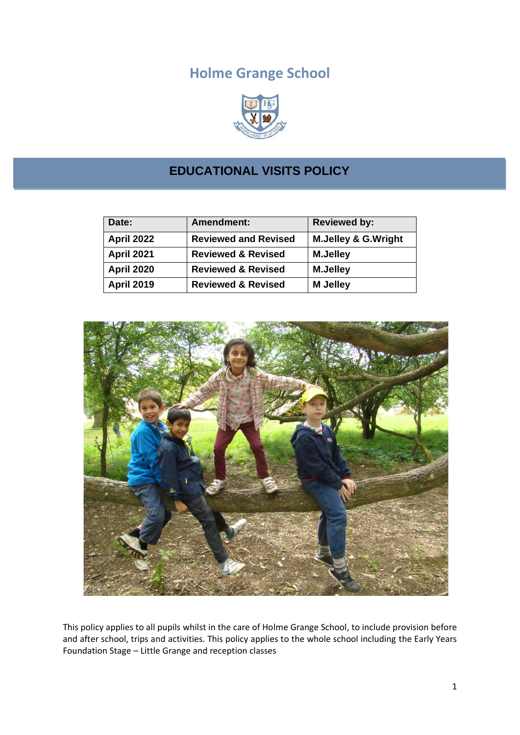# Holme Grange School

## EDUCATIONAL VISITS POLICY

| Date: | Amendment: | Reviewed by: |
|---|---|---|
| April 2022 | Reviewed and Revised | M.Jelley & G.Wright |
| April 2021 | Reviewed & Revised | M.Jelley |
| April 2020 | Reviewed & Revised | M.Jelley |
| April 2019 | Reviewed & Revised | M Jelley |

This policy applies to all pupils whilst in the care of Holme Grange School, to include provision before and after school, trips and activities. This policy applies to the whole school including the Early Years Foundation Stage – Little Grange and reception classes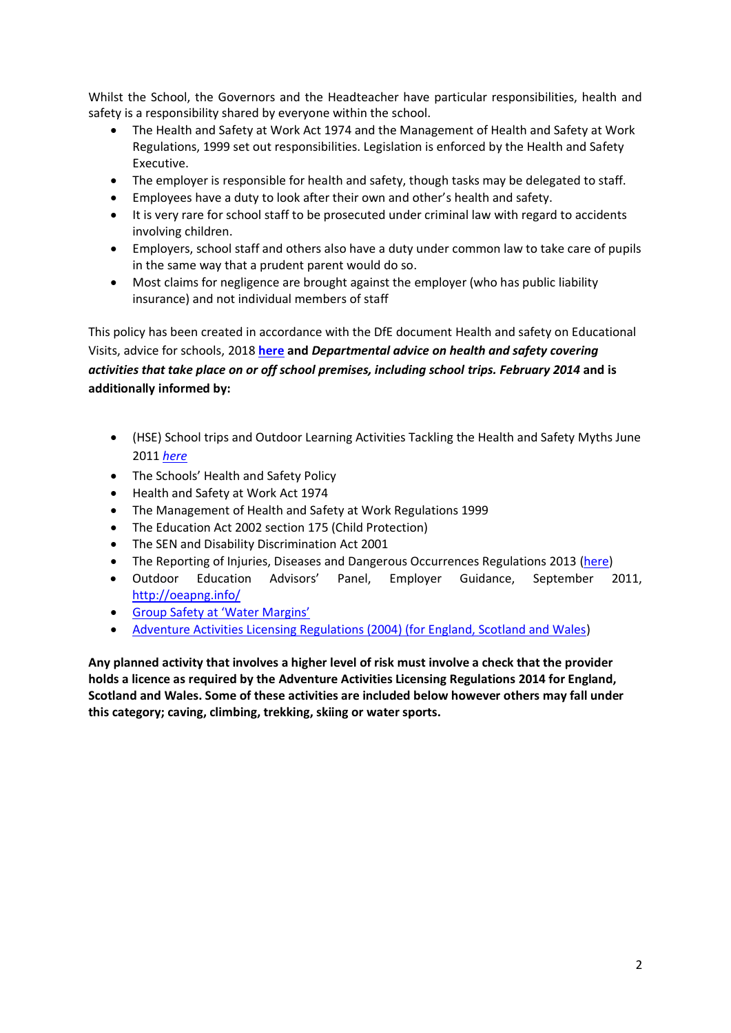Whilst the School, the Governors and the Headteacher have particular responsibilities, health and safety is a responsibility shared by everyone within the school.

- The Health and Safety at Work Act 1974 and the Management of Health and Safety at Work Regulations, 1999 set out responsibilities. Legislation is enforced by the Health and Safety Executive.
- The employer is responsible for health and safety, though tasks may be delegated to staff.
- Employees have a duty to look after their own and other's health and safety.
- It is very rare for school staff to be prosecuted under criminal law with regard to accidents involving children.
- Employers, school staff and others also have a duty under common law to take care of pupils in the same way that a prudent parent would do so.
- Most claims for negligence are brought against the employer (who has public liability insurance) and not individual members of staff

This policy has been created in accordance with the DfE document Health and safety on Educational Visits, advice for schools, 2018 **here** **and *Departmental advice on health and safety covering activities that take place on or off school premises, including school trips. February 2014* and is additionally informed by:**

- (HSE) School trips and Outdoor Learning Activities Tackling the Health and Safety Myths June 2011 *here*
- The Schools' Health and Safety Policy
- Health and Safety at Work Act 1974
- The Management of Health and Safety at Work Regulations 1999
- The Education Act 2002 section 175 (Child Protection)
- The SEN and Disability Discrimination Act 2001
- The Reporting of Injuries, Diseases and Dangerous Occurrences Regulations 2013 (here)
- Outdoor Education Advisors' Panel, Employer Guidance, September 2011, http://oeapng.info/
- Group Safety at 'Water Margins'
- Adventure Activities Licensing Regulations (2004) (for England, Scotland and Wales)

**Any planned activity that involves a higher level of risk must involve a check that the provider holds a licence as required by the Adventure Activities Licensing Regulations 2014 for England, Scotland and Wales. Some of these activities are included below however others may fall under this category; caving, climbing, trekking, skiing or water sports.**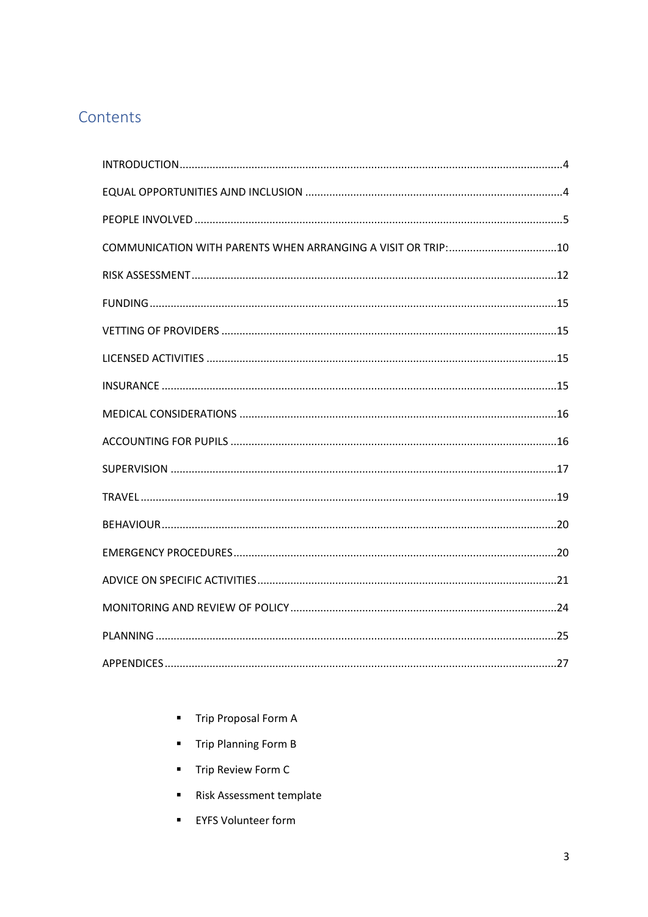# Contents

| | |
|---|---|
| INTRODUCTION | 4 |
| EQUAL OPPORTUNITIES AJND INCLUSION | 4 |
| PEOPLE INVOLVED | 5 |
| COMMUNICATION WITH PARENTS WHEN ARRANGING A VISIT OR TRIP: | 10 |
| RISK ASSESSMENT | 12 |
| FUNDING | 15 |
| VETTING OF PROVIDERS | 15 |
| LICENSED ACTIVITIES | 15 |
| INSURANCE | 15 |
| MEDICAL CONSIDERATIONS | 16 |
| ACCOUNTING FOR PUPILS | 16 |
| SUPERVISION | 17 |
| TRAVEL | 19 |
| BEHAVIOUR | 20 |
| EMERGENCY PROCEDURES | 20 |
| ADVICE ON SPECIFIC ACTIVITIES | 21 |
| MONITORING AND REVIEW OF POLICY | 24 |
| PLANNING | 25 |
| APPENDICES | 27 |

- Trip Proposal Form A
- Trip Planning Form B
- Trip Review Form C
- Risk Assessment template
- EYFS Volunteer form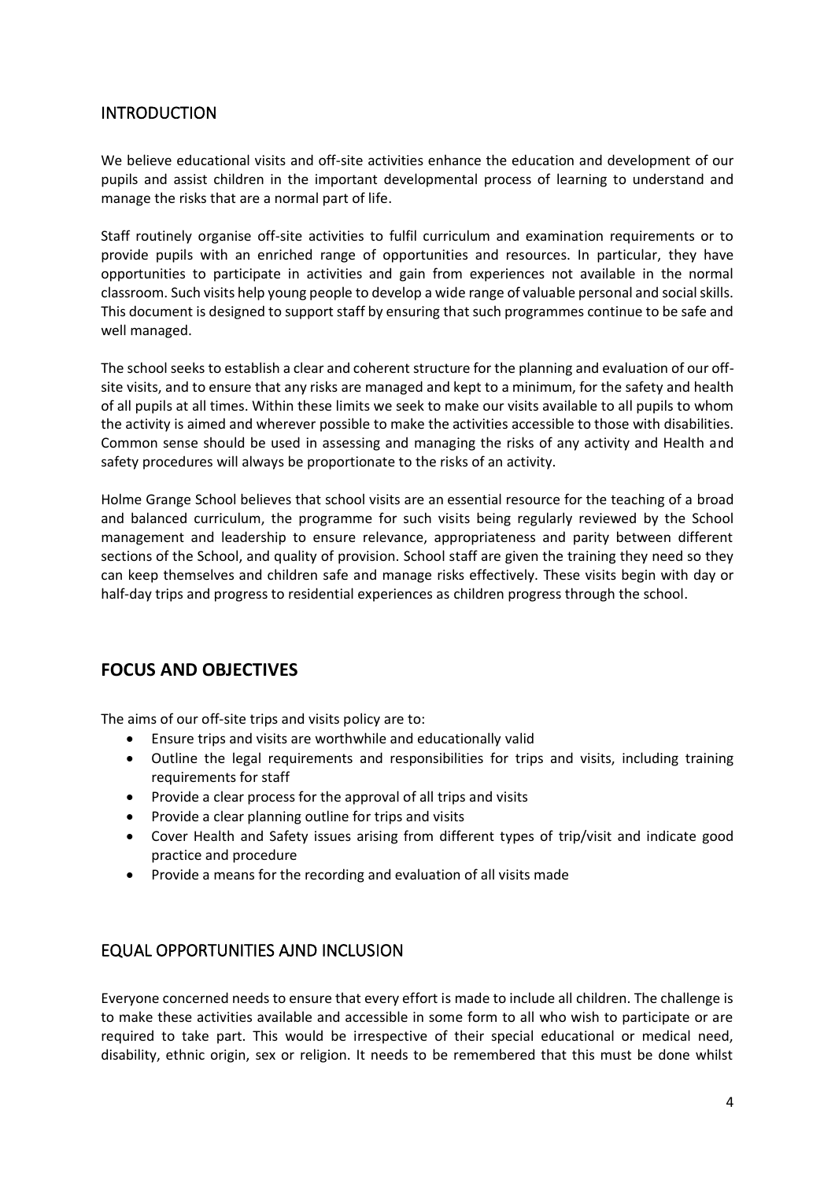## INTRODUCTION

We believe educational visits and off-site activities enhance the education and development of our pupils and assist children in the important developmental process of learning to understand and manage the risks that are a normal part of life.

Staff routinely organise off-site activities to fulfil curriculum and examination requirements or to provide pupils with an enriched range of opportunities and resources. In particular, they have opportunities to participate in activities and gain from experiences not available in the normal classroom. Such visits help young people to develop a wide range of valuable personal and social skills. This document is designed to support staff by ensuring that such programmes continue to be safe and well managed.

The school seeks to establish a clear and coherent structure for the planning and evaluation of our off-site visits, and to ensure that any risks are managed and kept to a minimum, for the safety and health of all pupils at all times. Within these limits we seek to make our visits available to all pupils to whom the activity is aimed and wherever possible to make the activities accessible to those with disabilities. Common sense should be used in assessing and managing the risks of any activity and Health and safety procedures will always be proportionate to the risks of an activity.

Holme Grange School believes that school visits are an essential resource for the teaching of a broad and balanced curriculum, the programme for such visits being regularly reviewed by the School management and leadership to ensure relevance, appropriateness and parity between different sections of the School, and quality of provision. School staff are given the training they need so they can keep themselves and children safe and manage risks effectively. These visits begin with day or half-day trips and progress to residential experiences as children progress through the school.

## FOCUS AND OBJECTIVES

The aims of our off-site trips and visits policy are to:

- Ensure trips and visits are worthwhile and educationally valid
- Outline the legal requirements and responsibilities for trips and visits, including training requirements for staff
- Provide a clear process for the approval of all trips and visits
- Provide a clear planning outline for trips and visits
- Cover Health and Safety issues arising from different types of trip/visit and indicate good practice and procedure
- Provide a means for the recording and evaluation of all visits made

## EQUAL OPPORTUNITIES AJND INCLUSION

Everyone concerned needs to ensure that every effort is made to include all children. The challenge is to make these activities available and accessible in some form to all who wish to participate or are required to take part. This would be irrespective of their special educational or medical need, disability, ethnic origin, sex or religion. It needs to be remembered that this must be done whilst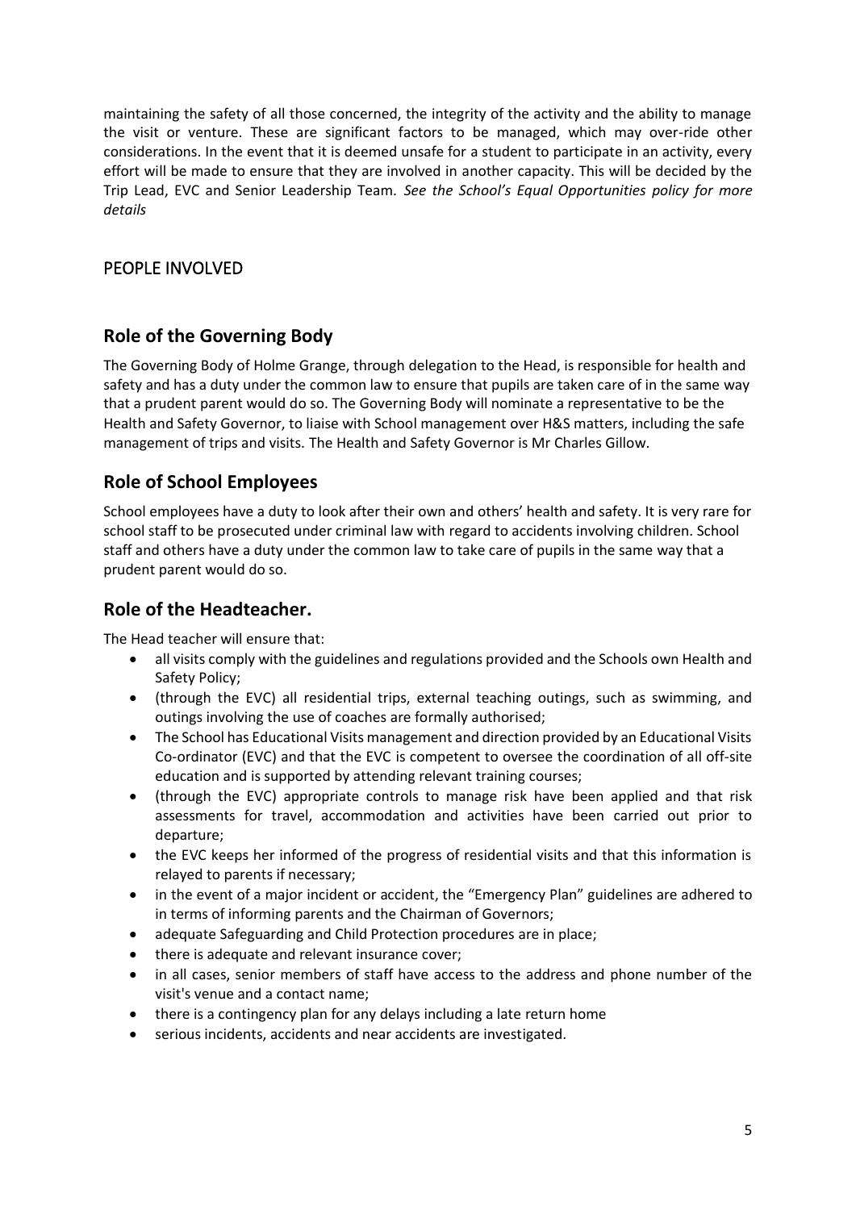maintaining the safety of all those concerned, the integrity of the activity and the ability to manage the visit or venture. These are significant factors to be managed, which may over-ride other considerations. In the event that it is deemed unsafe for a student to participate in an activity, every effort will be made to ensure that they are involved in another capacity. This will be decided by the Trip Lead, EVC and Senior Leadership Team. *See the School's Equal Opportunities policy for more details*

## PEOPLE INVOLVED

### Role of the Governing Body

The Governing Body of Holme Grange, through delegation to the Head, is responsible for health and safety and has a duty under the common law to ensure that pupils are taken care of in the same way that a prudent parent would do so. The Governing Body will nominate a representative to be the Health and Safety Governor, to liaise with School management over H&S matters, including the safe management of trips and visits. The Health and Safety Governor is Mr Charles Gillow.

### Role of School Employees

School employees have a duty to look after their own and others' health and safety. It is very rare for school staff to be prosecuted under criminal law with regard to accidents involving children. School staff and others have a duty under the common law to take care of pupils in the same way that a prudent parent would do so.

### Role of the Headteacher.

The Head teacher will ensure that:

- all visits comply with the guidelines and regulations provided and the Schools own Health and Safety Policy;
- (through the EVC) all residential trips, external teaching outings, such as swimming, and outings involving the use of coaches are formally authorised;
- The School has Educational Visits management and direction provided by an Educational Visits Co-ordinator (EVC) and that the EVC is competent to oversee the coordination of all off-site education and is supported by attending relevant training courses;
- (through the EVC) appropriate controls to manage risk have been applied and that risk assessments for travel, accommodation and activities have been carried out prior to departure;
- the EVC keeps her informed of the progress of residential visits and that this information is relayed to parents if necessary;
- in the event of a major incident or accident, the "Emergency Plan" guidelines are adhered to in terms of informing parents and the Chairman of Governors;
- adequate Safeguarding and Child Protection procedures are in place;
- there is adequate and relevant insurance cover;
- in all cases, senior members of staff have access to the address and phone number of the visit's venue and a contact name;
- there is a contingency plan for any delays including a late return home
- serious incidents, accidents and near accidents are investigated.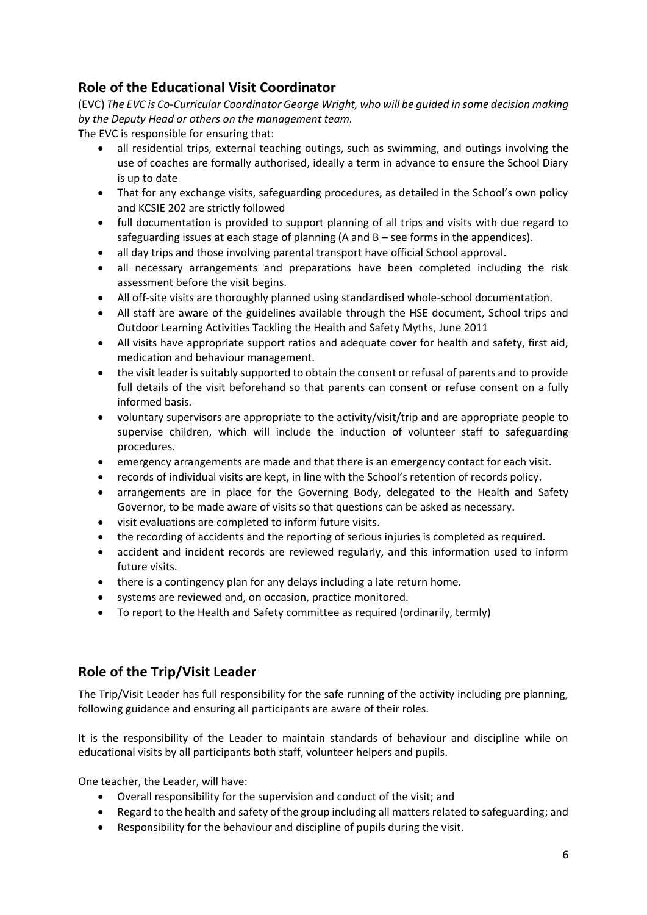## Role of the Educational Visit Coordinator

(EVC) *The EVC is Co-Curricular Coordinator George Wright, who will be guided in some decision making by the Deputy Head or others on the management team.*

The EVC is responsible for ensuring that:

- all residential trips, external teaching outings, such as swimming, and outings involving the use of coaches are formally authorised, ideally a term in advance to ensure the School Diary is up to date
- That for any exchange visits, safeguarding procedures, as detailed in the School's own policy and KCSIE 202 are strictly followed
- full documentation is provided to support planning of all trips and visits with due regard to safeguarding issues at each stage of planning (A and B – see forms in the appendices).
- all day trips and those involving parental transport have official School approval.
- all necessary arrangements and preparations have been completed including the risk assessment before the visit begins.
- All off-site visits are thoroughly planned using standardised whole-school documentation.
- All staff are aware of the guidelines available through the HSE document, School trips and Outdoor Learning Activities Tackling the Health and Safety Myths, June 2011
- All visits have appropriate support ratios and adequate cover for health and safety, first aid, medication and behaviour management.
- the visit leader is suitably supported to obtain the consent or refusal of parents and to provide full details of the visit beforehand so that parents can consent or refuse consent on a fully informed basis.
- voluntary supervisors are appropriate to the activity/visit/trip and are appropriate people to supervise children, which will include the induction of volunteer staff to safeguarding procedures.
- emergency arrangements are made and that there is an emergency contact for each visit.
- records of individual visits are kept, in line with the School's retention of records policy.
- arrangements are in place for the Governing Body, delegated to the Health and Safety Governor, to be made aware of visits so that questions can be asked as necessary.
- visit evaluations are completed to inform future visits.
- the recording of accidents and the reporting of serious injuries is completed as required.
- accident and incident records are reviewed regularly, and this information used to inform future visits.
- there is a contingency plan for any delays including a late return home.
- systems are reviewed and, on occasion, practice monitored.
- To report to the Health and Safety committee as required (ordinarily, termly)

## Role of the Trip/Visit Leader

The Trip/Visit Leader has full responsibility for the safe running of the activity including pre planning, following guidance and ensuring all participants are aware of their roles.

It is the responsibility of the Leader to maintain standards of behaviour and discipline while on educational visits by all participants both staff, volunteer helpers and pupils.

One teacher, the Leader, will have:

- Overall responsibility for the supervision and conduct of the visit; and
- Regard to the health and safety of the group including all matters related to safeguarding; and
- Responsibility for the behaviour and discipline of pupils during the visit.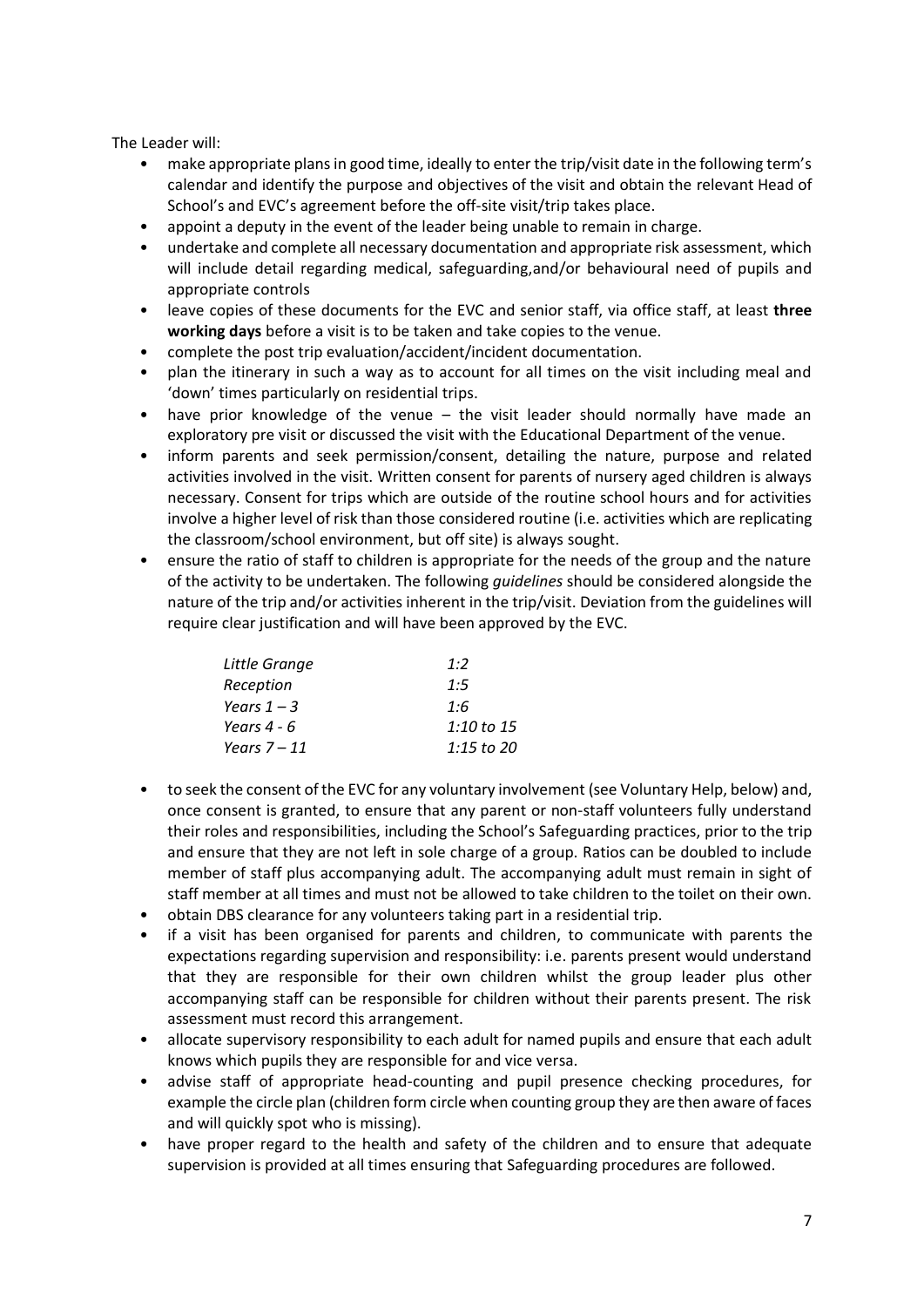The Leader will:

- make appropriate plans in good time, ideally to enter the trip/visit date in the following term's calendar and identify the purpose and objectives of the visit and obtain the relevant Head of School's and EVC's agreement before the off-site visit/trip takes place.
- appoint a deputy in the event of the leader being unable to remain in charge.
- undertake and complete all necessary documentation and appropriate risk assessment, which will include detail regarding medical, safeguarding,and/or behavioural need of pupils and appropriate controls
- leave copies of these documents for the EVC and senior staff, via office staff, at least **three working days** before a visit is to be taken and take copies to the venue.
- complete the post trip evaluation/accident/incident documentation.
- plan the itinerary in such a way as to account for all times on the visit including meal and 'down' times particularly on residential trips.
- have prior knowledge of the venue – the visit leader should normally have made an exploratory pre visit or discussed the visit with the Educational Department of the venue.
- inform parents and seek permission/consent, detailing the nature, purpose and related activities involved in the visit. Written consent for parents of nursery aged children is always necessary. Consent for trips which are outside of the routine school hours and for activities involve a higher level of risk than those considered routine (i.e. activities which are replicating the classroom/school environment, but off site) is always sought.
- ensure the ratio of staff to children is appropriate for the needs of the group and the nature of the activity to be undertaken. The following *guidelines* should be considered alongside the nature of the trip and/or activities inherent in the trip/visit. Deviation from the guidelines will require clear justification and will have been approved by the EVC.

| | |
|---|---|
| *Little Grange* | *1:2* |
| *Reception* | *1:5* |
| *Years 1 – 3* | *1:6* |
| *Years 4 - 6* | *1:10 to 15* |
| *Years 7 – 11* | *1:15 to 20* |

- to seek the consent of the EVC for any voluntary involvement (see Voluntary Help, below) and, once consent is granted, to ensure that any parent or non-staff volunteers fully understand their roles and responsibilities, including the School's Safeguarding practices, prior to the trip and ensure that they are not left in sole charge of a group. Ratios can be doubled to include member of staff plus accompanying adult. The accompanying adult must remain in sight of staff member at all times and must not be allowed to take children to the toilet on their own.
- obtain DBS clearance for any volunteers taking part in a residential trip.
- if a visit has been organised for parents and children, to communicate with parents the expectations regarding supervision and responsibility: i.e. parents present would understand that they are responsible for their own children whilst the group leader plus other accompanying staff can be responsible for children without their parents present. The risk assessment must record this arrangement.
- allocate supervisory responsibility to each adult for named pupils and ensure that each adult knows which pupils they are responsible for and vice versa.
- advise staff of appropriate head-counting and pupil presence checking procedures, for example the circle plan (children form circle when counting group they are then aware of faces and will quickly spot who is missing).
- have proper regard to the health and safety of the children and to ensure that adequate supervision is provided at all times ensuring that Safeguarding procedures are followed.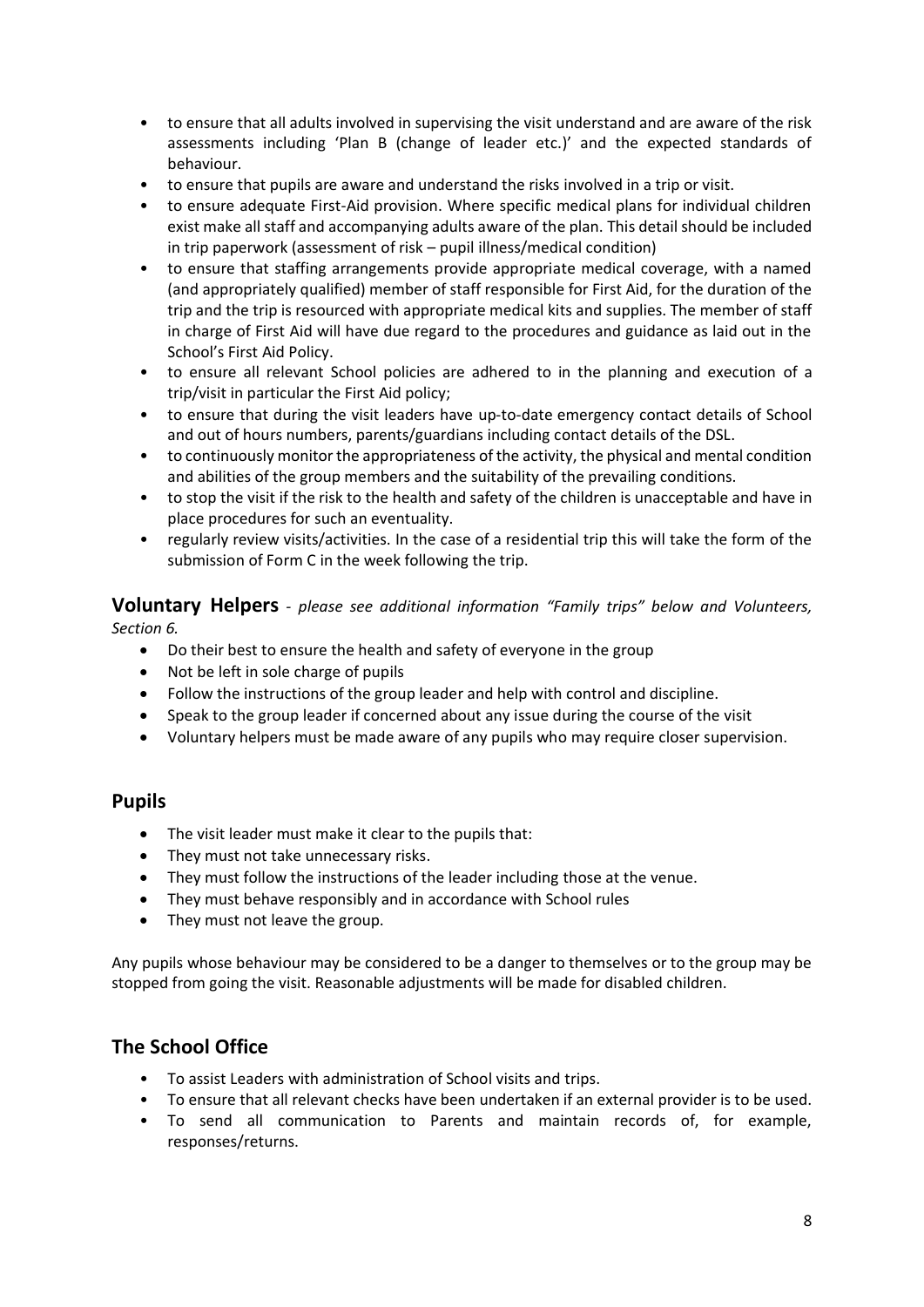- to ensure that all adults involved in supervising the visit understand and are aware of the risk assessments including 'Plan B (change of leader etc.)' and the expected standards of behaviour.
- to ensure that pupils are aware and understand the risks involved in a trip or visit.
- to ensure adequate First-Aid provision. Where specific medical plans for individual children exist make all staff and accompanying adults aware of the plan. This detail should be included in trip paperwork (assessment of risk – pupil illness/medical condition)
- to ensure that staffing arrangements provide appropriate medical coverage, with a named (and appropriately qualified) member of staff responsible for First Aid, for the duration of the trip and the trip is resourced with appropriate medical kits and supplies. The member of staff in charge of First Aid will have due regard to the procedures and guidance as laid out in the School's First Aid Policy.
- to ensure all relevant School policies are adhered to in the planning and execution of a trip/visit in particular the First Aid policy;
- to ensure that during the visit leaders have up-to-date emergency contact details of School and out of hours numbers, parents/guardians including contact details of the DSL.
- to continuously monitor the appropriateness of the activity, the physical and mental condition and abilities of the group members and the suitability of the prevailing conditions.
- to stop the visit if the risk to the health and safety of the children is unacceptable and have in place procedures for such an eventuality.
- regularly review visits/activities. In the case of a residential trip this will take the form of the submission of Form C in the week following the trip.

## Voluntary Helpers - *please see additional information "Family trips" below and Volunteers, Section 6.*

- Do their best to ensure the health and safety of everyone in the group
- Not be left in sole charge of pupils
- Follow the instructions of the group leader and help with control and discipline.
- Speak to the group leader if concerned about any issue during the course of the visit
- Voluntary helpers must be made aware of any pupils who may require closer supervision.

## Pupils

- The visit leader must make it clear to the pupils that:
- They must not take unnecessary risks.
- They must follow the instructions of the leader including those at the venue.
- They must behave responsibly and in accordance with School rules
- They must not leave the group.

Any pupils whose behaviour may be considered to be a danger to themselves or to the group may be stopped from going the visit. Reasonable adjustments will be made for disabled children.

## The School Office

- To assist Leaders with administration of School visits and trips.
- To ensure that all relevant checks have been undertaken if an external provider is to be used.
- To send all communication to Parents and maintain records of, for example, responses/returns.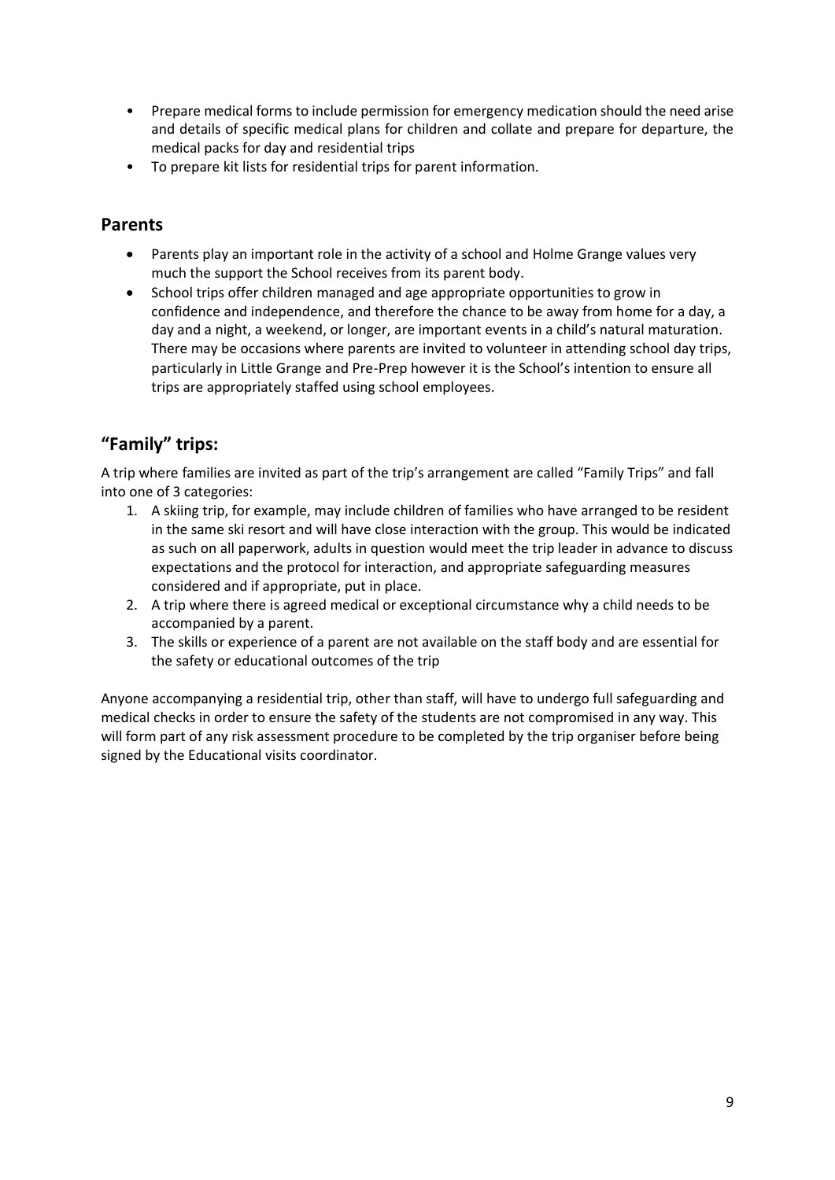- Prepare medical forms to include permission for emergency medication should the need arise and details of specific medical plans for children and collate and prepare for departure, the medical packs for day and residential trips
- To prepare kit lists for residential trips for parent information.

## Parents

- Parents play an important role in the activity of a school and Holme Grange values very much the support the School receives from its parent body.
- School trips offer children managed and age appropriate opportunities to grow in confidence and independence, and therefore the chance to be away from home for a day, a day and a night, a weekend, or longer, are important events in a child's natural maturation. There may be occasions where parents are invited to volunteer in attending school day trips, particularly in Little Grange and Pre-Prep however it is the School's intention to ensure all trips are appropriately staffed using school employees.

## "Family" trips:

A trip where families are invited as part of the trip's arrangement are called "Family Trips" and fall into one of 3 categories:

1. A skiing trip, for example, may include children of families who have arranged to be resident in the same ski resort and will have close interaction with the group. This would be indicated as such on all paperwork, adults in question would meet the trip leader in advance to discuss expectations and the protocol for interaction, and appropriate safeguarding measures considered and if appropriate, put in place.
2. A trip where there is agreed medical or exceptional circumstance why a child needs to be accompanied by a parent.
3. The skills or experience of a parent are not available on the staff body and are essential for the safety or educational outcomes of the trip

Anyone accompanying a residential trip, other than staff, will have to undergo full safeguarding and medical checks in order to ensure the safety of the students are not compromised in any way. This will form part of any risk assessment procedure to be completed by the trip organiser before being signed by the Educational visits coordinator.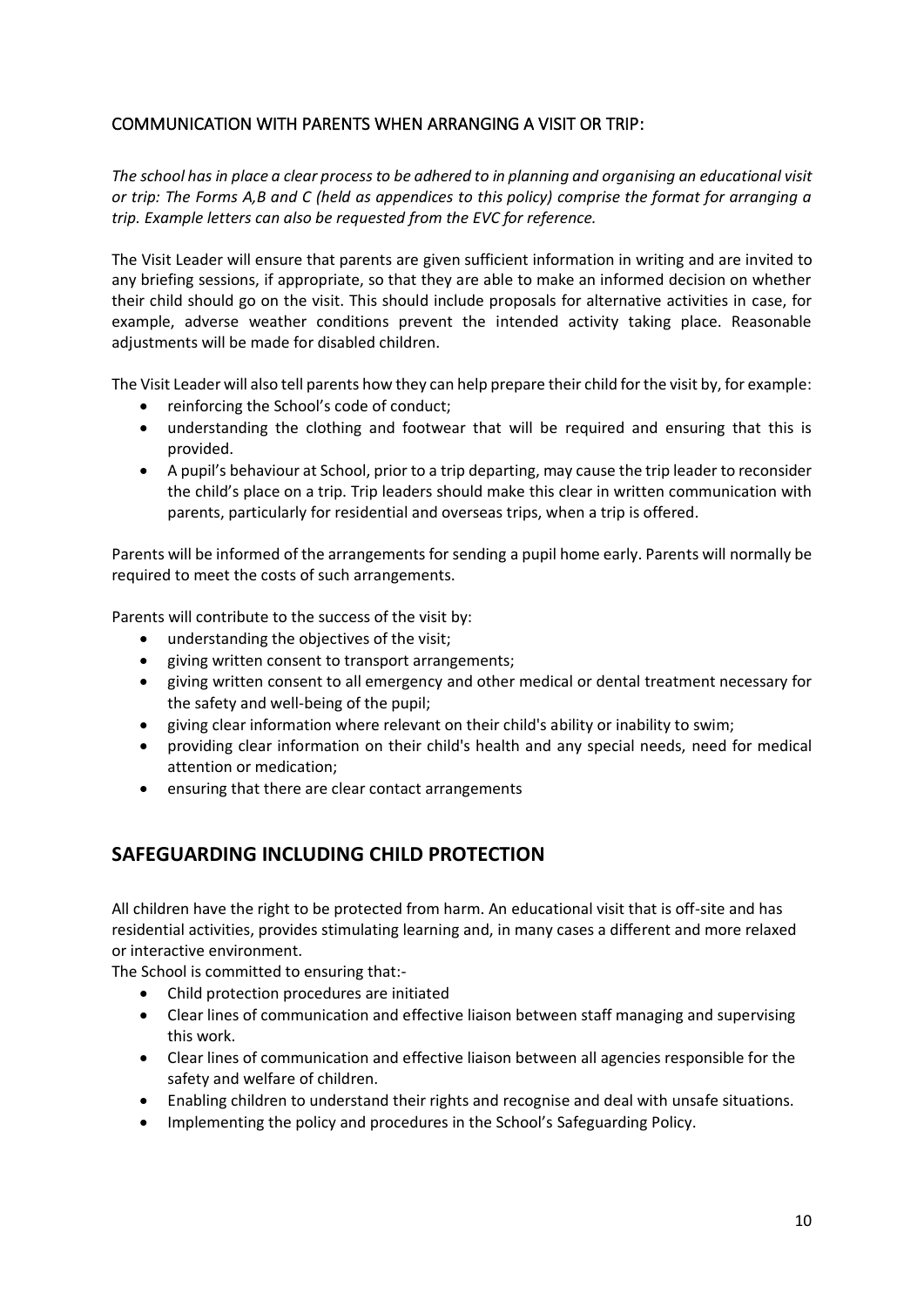### COMMUNICATION WITH PARENTS WHEN ARRANGING A VISIT OR TRIP:

*The school has in place a clear process to be adhered to in planning and organising an educational visit or trip: The Forms A,B and C (held as appendices to this policy) comprise the format for arranging a trip. Example letters can also be requested from the EVC for reference.*

The Visit Leader will ensure that parents are given sufficient information in writing and are invited to any briefing sessions, if appropriate, so that they are able to make an informed decision on whether their child should go on the visit. This should include proposals for alternative activities in case, for example, adverse weather conditions prevent the intended activity taking place. Reasonable adjustments will be made for disabled children.

The Visit Leader will also tell parents how they can help prepare their child for the visit by, for example:

- reinforcing the School's code of conduct;
- understanding the clothing and footwear that will be required and ensuring that this is provided.
- A pupil's behaviour at School, prior to a trip departing, may cause the trip leader to reconsider the child's place on a trip. Trip leaders should make this clear in written communication with parents, particularly for residential and overseas trips, when a trip is offered.

Parents will be informed of the arrangements for sending a pupil home early. Parents will normally be required to meet the costs of such arrangements.

Parents will contribute to the success of the visit by:

- understanding the objectives of the visit;
- giving written consent to transport arrangements;
- giving written consent to all emergency and other medical or dental treatment necessary for the safety and well-being of the pupil;
- giving clear information where relevant on their child's ability or inability to swim;
- providing clear information on their child's health and any special needs, need for medical attention or medication;
- ensuring that there are clear contact arrangements

## SAFEGUARDING INCLUDING CHILD PROTECTION

All children have the right to be protected from harm. An educational visit that is off-site and has residential activities, provides stimulating learning and, in many cases a different and more relaxed or interactive environment.

The School is committed to ensuring that:-

- Child protection procedures are initiated
- Clear lines of communication and effective liaison between staff managing and supervising this work.
- Clear lines of communication and effective liaison between all agencies responsible for the safety and welfare of children.
- Enabling children to understand their rights and recognise and deal with unsafe situations.
- Implementing the policy and procedures in the School's Safeguarding Policy.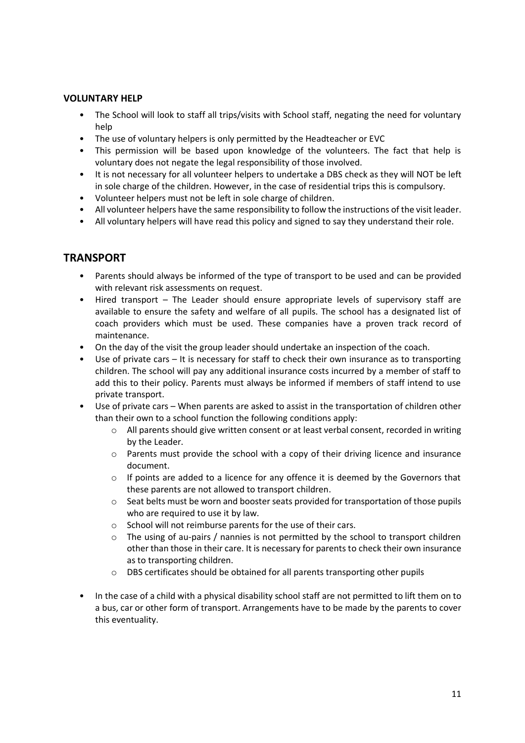### VOLUNTARY HELP

- The School will look to staff all trips/visits with School staff, negating the need for voluntary help
- The use of voluntary helpers is only permitted by the Headteacher or EVC
- This permission will be based upon knowledge of the volunteers. The fact that help is voluntary does not negate the legal responsibility of those involved.
- It is not necessary for all volunteer helpers to undertake a DBS check as they will NOT be left in sole charge of the children. However, in the case of residential trips this is compulsory.
- Volunteer helpers must not be left in sole charge of children.
- All volunteer helpers have the same responsibility to follow the instructions of the visit leader.
- All voluntary helpers will have read this policy and signed to say they understand their role.

## TRANSPORT

- Parents should always be informed of the type of transport to be used and can be provided with relevant risk assessments on request.
- Hired transport – The Leader should ensure appropriate levels of supervisory staff are available to ensure the safety and welfare of all pupils. The school has a designated list of coach providers which must be used. These companies have a proven track record of maintenance.
- On the day of the visit the group leader should undertake an inspection of the coach.
- Use of private cars – It is necessary for staff to check their own insurance as to transporting children. The school will pay any additional insurance costs incurred by a member of staff to add this to their policy. Parents must always be informed if members of staff intend to use private transport.
- Use of private cars – When parents are asked to assist in the transportation of children other than their own to a school function the following conditions apply:
    - All parents should give written consent or at least verbal consent, recorded in writing by the Leader.
    - Parents must provide the school with a copy of their driving licence and insurance document.
    - If points are added to a licence for any offence it is deemed by the Governors that these parents are not allowed to transport children.
    - Seat belts must be worn and booster seats provided for transportation of those pupils who are required to use it by law.
    - School will not reimburse parents for the use of their cars.
    - The using of au-pairs / nannies is not permitted by the school to transport children other than those in their care. It is necessary for parents to check their own insurance as to transporting children.
    - DBS certificates should be obtained for all parents transporting other pupils

- In the case of a child with a physical disability school staff are not permitted to lift them on to a bus, car or other form of transport. Arrangements have to be made by the parents to cover this eventuality.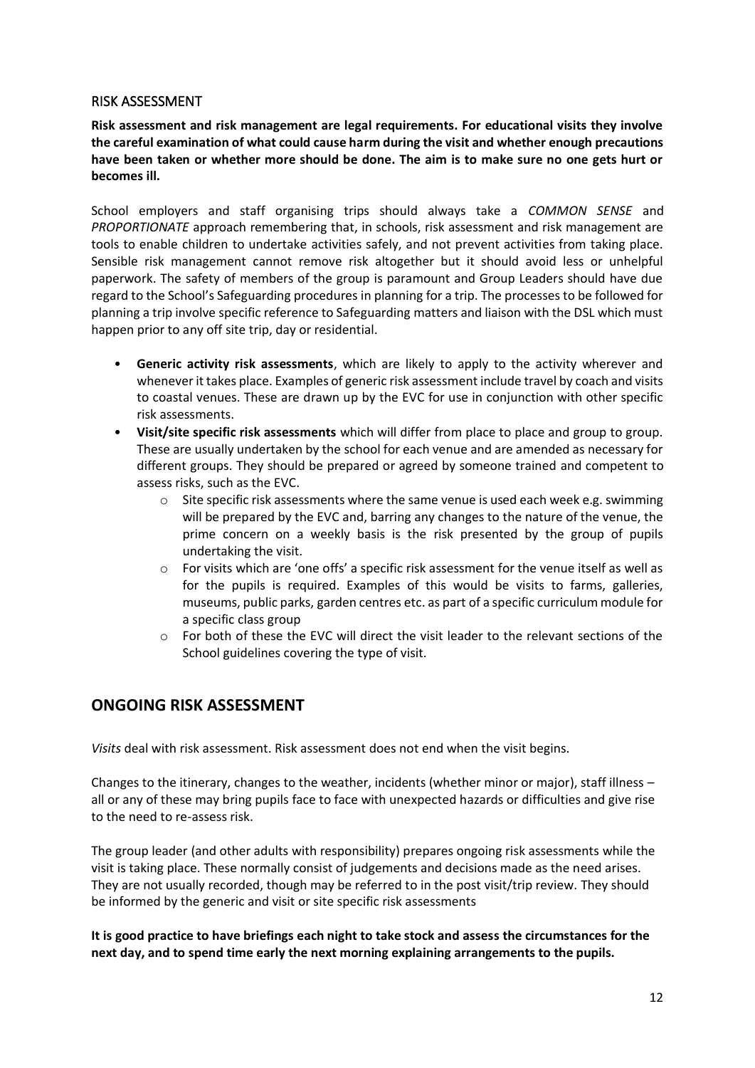## RISK ASSESSMENT

**Risk assessment and risk management are legal requirements. For educational visits they involve the careful examination of what could cause harm during the visit and whether enough precautions have been taken or whether more should be done. The aim is to make sure no one gets hurt or becomes ill.**

School employers and staff organising trips should always take a *COMMON SENSE* and *PROPORTIONATE* approach remembering that, in schools, risk assessment and risk management are tools to enable children to undertake activities safely, and not prevent activities from taking place. Sensible risk management cannot remove risk altogether but it should avoid less or unhelpful paperwork. The safety of members of the group is paramount and Group Leaders should have due regard to the School's Safeguarding procedures in planning for a trip. The processes to be followed for planning a trip involve specific reference to Safeguarding matters and liaison with the DSL which must happen prior to any off site trip, day or residential.

- **Generic activity risk assessments**, which are likely to apply to the activity wherever and whenever it takes place. Examples of generic risk assessment include travel by coach and visits to coastal venues. These are drawn up by the EVC for use in conjunction with other specific risk assessments.
- **Visit/site specific risk assessments** which will differ from place to place and group to group. These are usually undertaken by the school for each venue and are amended as necessary for different groups. They should be prepared or agreed by someone trained and competent to assess risks, such as the EVC.
  - Site specific risk assessments where the same venue is used each week e.g. swimming will be prepared by the EVC and, barring any changes to the nature of the venue, the prime concern on a weekly basis is the risk presented by the group of pupils undertaking the visit.
  - For visits which are 'one offs' a specific risk assessment for the venue itself as well as for the pupils is required. Examples of this would be visits to farms, galleries, museums, public parks, garden centres etc. as part of a specific curriculum module for a specific class group
  - For both of these the EVC will direct the visit leader to the relevant sections of the School guidelines covering the type of visit.

## ONGOING RISK ASSESSMENT

*Visits* deal with risk assessment. Risk assessment does not end when the visit begins.

Changes to the itinerary, changes to the weather, incidents (whether minor or major), staff illness – all or any of these may bring pupils face to face with unexpected hazards or difficulties and give rise to the need to re-assess risk.

The group leader (and other adults with responsibility) prepares ongoing risk assessments while the visit is taking place. These normally consist of judgements and decisions made as the need arises. They are not usually recorded, though may be referred to in the post visit/trip review. They should be informed by the generic and visit or site specific risk assessments

**It is good practice to have briefings each night to take stock and assess the circumstances for the next day, and to spend time early the next morning explaining arrangements to the pupils.**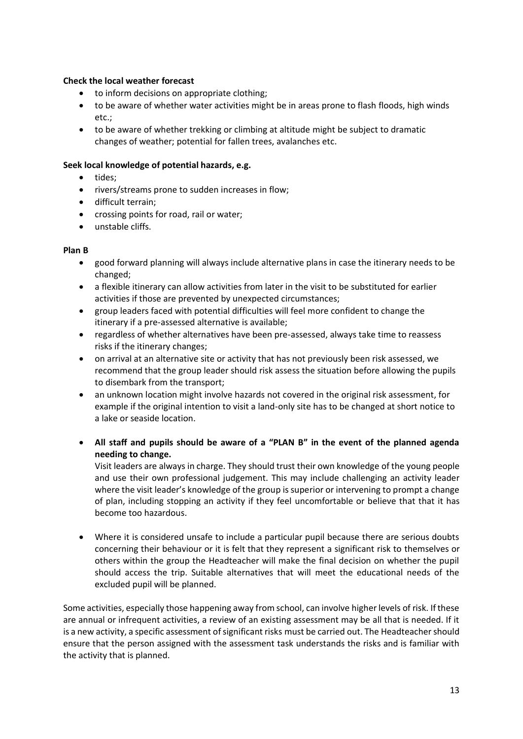**Check the local weather forecast**

- to inform decisions on appropriate clothing;
- to be aware of whether water activities might be in areas prone to flash floods, high winds etc.;
- to be aware of whether trekking or climbing at altitude might be subject to dramatic changes of weather; potential for fallen trees, avalanches etc.

**Seek local knowledge of potential hazards, e.g.**

- tides;
- rivers/streams prone to sudden increases in flow;
- difficult terrain;
- crossing points for road, rail or water;
- unstable cliffs.

**Plan B**

- good forward planning will always include alternative plans in case the itinerary needs to be changed;
- a flexible itinerary can allow activities from later in the visit to be substituted for earlier activities if those are prevented by unexpected circumstances;
- group leaders faced with potential difficulties will feel more confident to change the itinerary if a pre-assessed alternative is available;
- regardless of whether alternatives have been pre-assessed, always take time to reassess risks if the itinerary changes;
- on arrival at an alternative site or activity that has not previously been risk assessed, we recommend that the group leader should risk assess the situation before allowing the pupils to disembark from the transport;
- an unknown location might involve hazards not covered in the original risk assessment, for example if the original intention to visit a land-only site has to be changed at short notice to a lake or seaside location.

- **All staff and pupils should be aware of a "PLAN B" in the event of the planned agenda needing to change.**

  Visit leaders are always in charge. They should trust their own knowledge of the young people and use their own professional judgement. This may include challenging an activity leader where the visit leader's knowledge of the group is superior or intervening to prompt a change of plan, including stopping an activity if they feel uncomfortable or believe that that it has become too hazardous.

- Where it is considered unsafe to include a particular pupil because there are serious doubts concerning their behaviour or it is felt that they represent a significant risk to themselves or others within the group the Headteacher will make the final decision on whether the pupil should access the trip. Suitable alternatives that will meet the educational needs of the excluded pupil will be planned.

Some activities, especially those happening away from school, can involve higher levels of risk. If these are annual or infrequent activities, a review of an existing assessment may be all that is needed. If it is a new activity, a specific assessment of significant risks must be carried out. The Headteacher should ensure that the person assigned with the assessment task understands the risks and is familiar with the activity that is planned.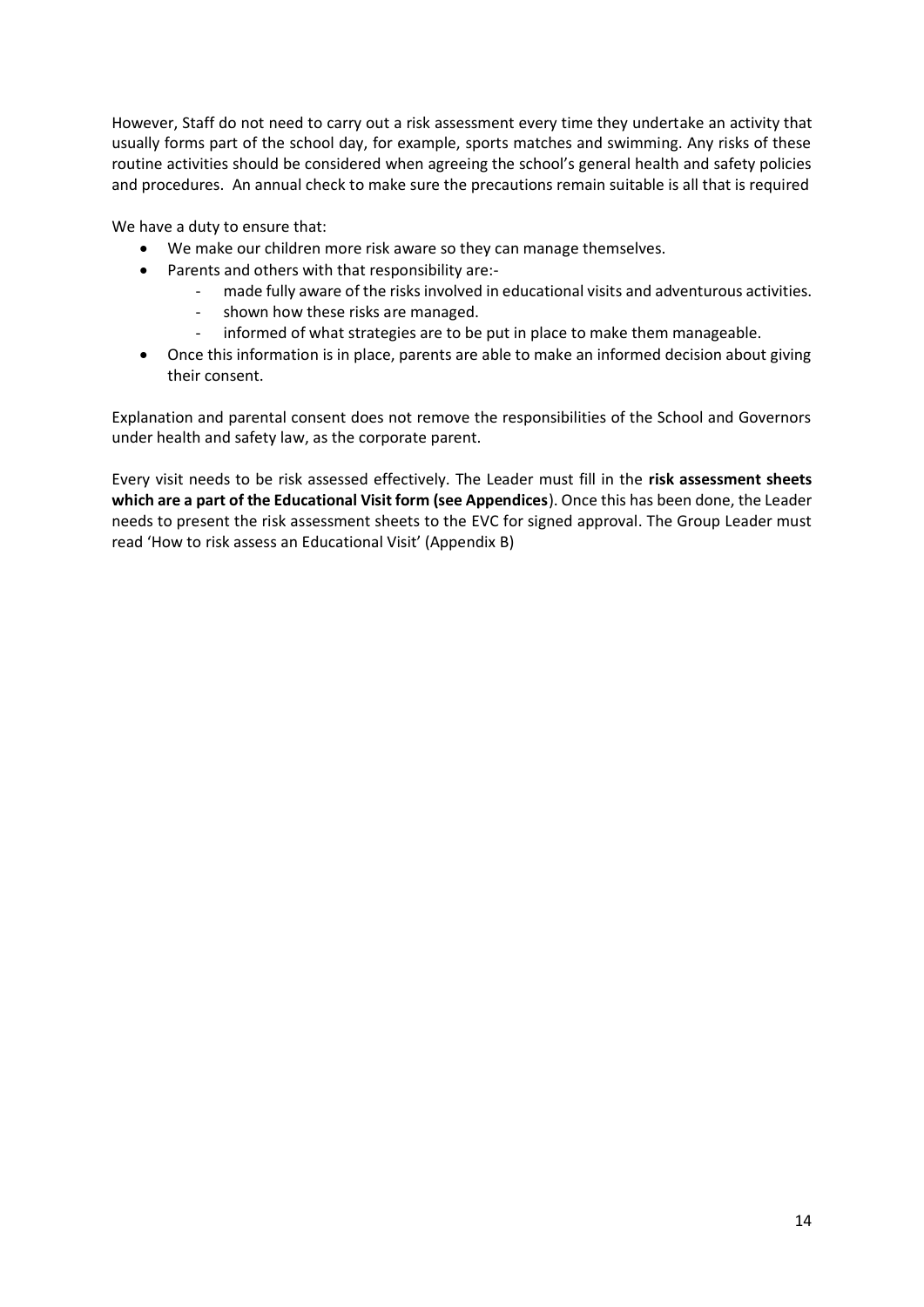However, Staff do not need to carry out a risk assessment every time they undertake an activity that usually forms part of the school day, for example, sports matches and swimming. Any risks of these routine activities should be considered when agreeing the school's general health and safety policies and procedures. An annual check to make sure the precautions remain suitable is all that is required

We have a duty to ensure that:

- We make our children more risk aware so they can manage themselves.
- Parents and others with that responsibility are:-
  - made fully aware of the risks involved in educational visits and adventurous activities.
  - shown how these risks are managed.
  - informed of what strategies are to be put in place to make them manageable.
- Once this information is in place, parents are able to make an informed decision about giving their consent.

Explanation and parental consent does not remove the responsibilities of the School and Governors under health and safety law, as the corporate parent.

Every visit needs to be risk assessed effectively. The Leader must fill in the **risk assessment sheets which are a part of the Educational Visit form (see Appendices**). Once this has been done, the Leader needs to present the risk assessment sheets to the EVC for signed approval. The Group Leader must read 'How to risk assess an Educational Visit' (Appendix B)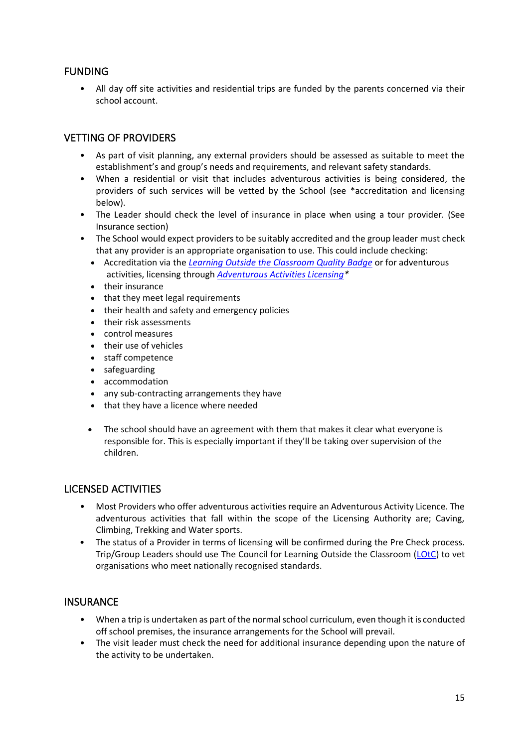## FUNDING

- All day off site activities and residential trips are funded by the parents concerned via their school account.

## VETTING OF PROVIDERS

- As part of visit planning, any external providers should be assessed as suitable to meet the establishment's and group's needs and requirements, and relevant safety standards.
- When a residential or visit that includes adventurous activities is being considered, the providers of such services will be vetted by the School (see *accreditation and licensing below).
- The Leader should check the level of insurance in place when using a tour provider. (See Insurance section)
- The School would expect providers to be suitably accredited and the group leader must check that any provider is an appropriate organisation to use. This could include checking:
  - Accreditation via the *Learning Outside the Classroom Quality Badge* or for adventurous activities, licensing through *Adventurous Activities Licensing**
  - their insurance
  - that they meet legal requirements
  - their health and safety and emergency policies
  - their risk assessments
  - control measures
  - their use of vehicles
  - staff competence
  - safeguarding
  - accommodation
  - any sub-contracting arrangements they have
  - that they have a licence where needed

  - The school should have an agreement with them that makes it clear what everyone is responsible for. This is especially important if they'll be taking over supervision of the children.

## LICENSED ACTIVITIES

- Most Providers who offer adventurous activities require an Adventurous Activity Licence. The adventurous activities that fall within the scope of the Licensing Authority are; Caving, Climbing, Trekking and Water sports.
- The status of a Provider in terms of licensing will be confirmed during the Pre Check process. Trip/Group Leaders should use The Council for Learning Outside the Classroom (LOtC) to vet organisations who meet nationally recognised standards.

## INSURANCE

- When a trip is undertaken as part of the normal school curriculum, even though it is conducted off school premises, the insurance arrangements for the School will prevail.
- The visit leader must check the need for additional insurance depending upon the nature of the activity to be undertaken.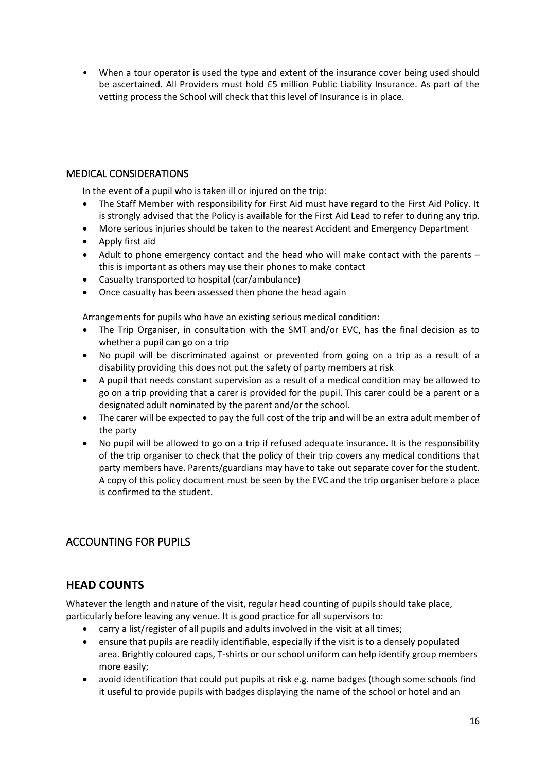- When a tour operator is used the type and extent of the insurance cover being used should be ascertained. All Providers must hold £5 million Public Liability Insurance. As part of the vetting process the School will check that this level of Insurance is in place.

### MEDICAL CONSIDERATIONS

In the event of a pupil who is taken ill or injured on the trip:

- The Staff Member with responsibility for First Aid must have regard to the First Aid Policy. It is strongly advised that the Policy is available for the First Aid Lead to refer to during any trip.
- More serious injuries should be taken to the nearest Accident and Emergency Department
- Apply first aid
- Adult to phone emergency contact and the head who will make contact with the parents – this is important as others may use their phones to make contact
- Casualty transported to hospital (car/ambulance)
- Once casualty has been assessed then phone the head again

Arrangements for pupils who have an existing serious medical condition:

- The Trip Organiser, in consultation with the SMT and/or EVC, has the final decision as to whether a pupil can go on a trip
- No pupil will be discriminated against or prevented from going on a trip as a result of a disability providing this does not put the safety of party members at risk
- A pupil that needs constant supervision as a result of a medical condition may be allowed to go on a trip providing that a carer is provided for the pupil. This carer could be a parent or a designated adult nominated by the parent and/or the school.
- The carer will be expected to pay the full cost of the trip and will be an extra adult member of the party
- No pupil will be allowed to go on a trip if refused adequate insurance. It is the responsibility of the trip organiser to check that the policy of their trip covers any medical conditions that party members have. Parents/guardians may have to take out separate cover for the student. A copy of this policy document must be seen by the EVC and the trip organiser before a place is confirmed to the student.

## ACCOUNTING FOR PUPILS

## HEAD COUNTS

Whatever the length and nature of the visit, regular head counting of pupils should take place, particularly before leaving any venue. It is good practice for all supervisors to:

- carry a list/register of all pupils and adults involved in the visit at all times;
- ensure that pupils are readily identifiable, especially if the visit is to a densely populated area. Brightly coloured caps, T-shirts or our school uniform can help identify group members more easily;
- avoid identification that could put pupils at risk e.g. name badges (though some schools find it useful to provide pupils with badges displaying the name of the school or hotel and an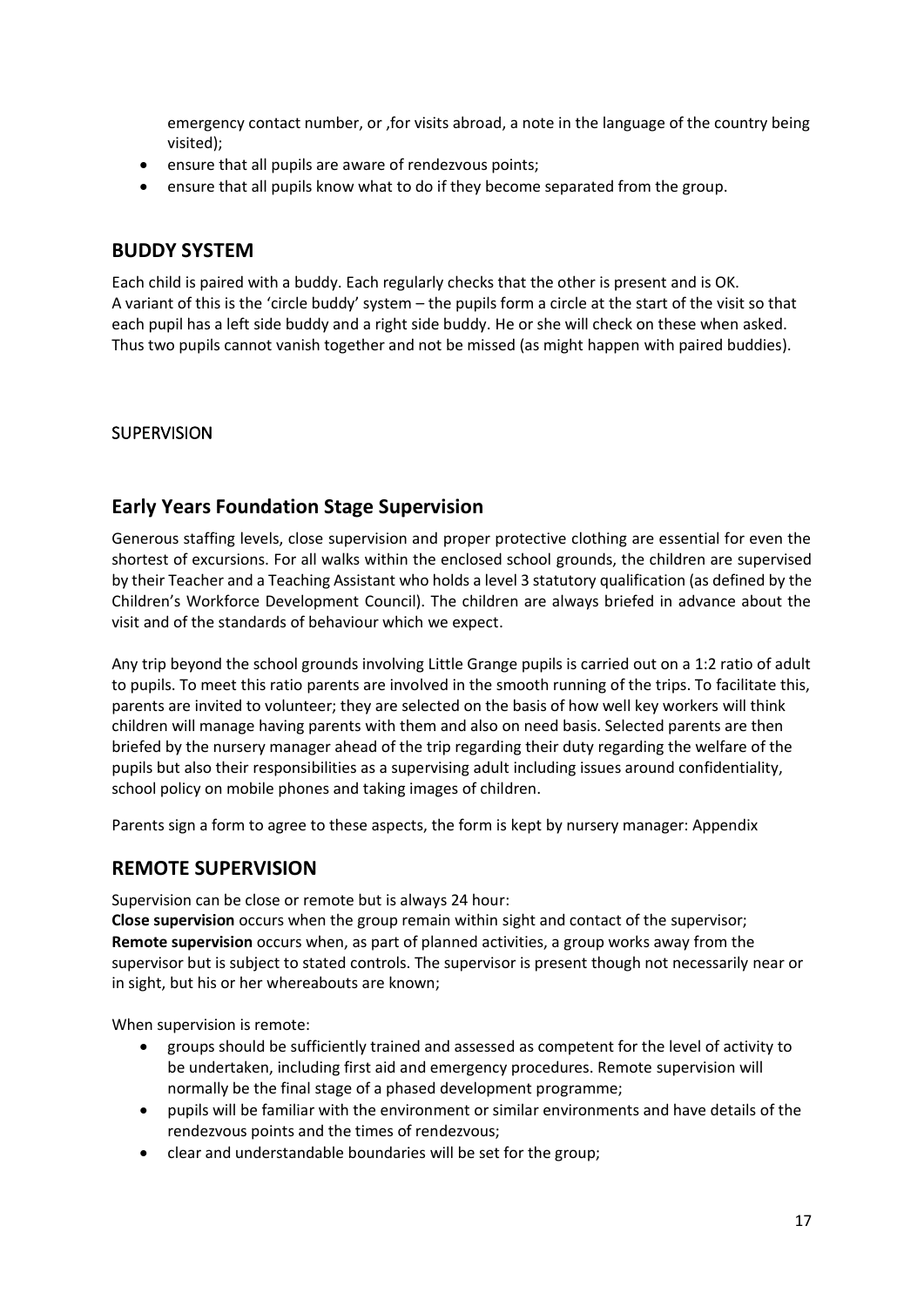emergency contact number, or ,for visits abroad, a note in the language of the country being visited);

- ensure that all pupils are aware of rendezvous points;
- ensure that all pupils know what to do if they become separated from the group.

## BUDDY SYSTEM

Each child is paired with a buddy. Each regularly checks that the other is present and is OK. A variant of this is the 'circle buddy' system – the pupils form a circle at the start of the visit so that each pupil has a left side buddy and a right side buddy. He or she will check on these when asked. Thus two pupils cannot vanish together and not be missed (as might happen with paired buddies).

### SUPERVISION

## Early Years Foundation Stage Supervision

Generous staffing levels, close supervision and proper protective clothing are essential for even the shortest of excursions. For all walks within the enclosed school grounds, the children are supervised by their Teacher and a Teaching Assistant who holds a level 3 statutory qualification (as defined by the Children's Workforce Development Council). The children are always briefed in advance about the visit and of the standards of behaviour which we expect.

Any trip beyond the school grounds involving Little Grange pupils is carried out on a 1:2 ratio of adult to pupils. To meet this ratio parents are involved in the smooth running of the trips. To facilitate this, parents are invited to volunteer; they are selected on the basis of how well key workers will think children will manage having parents with them and also on need basis. Selected parents are then briefed by the nursery manager ahead of the trip regarding their duty regarding the welfare of the pupils but also their responsibilities as a supervising adult including issues around confidentiality, school policy on mobile phones and taking images of children.

Parents sign a form to agree to these aspects, the form is kept by nursery manager: Appendix

## REMOTE SUPERVISION

Supervision can be close or remote but is always 24 hour:
**Close supervision** occurs when the group remain within sight and contact of the supervisor;
**Remote supervision** occurs when, as part of planned activities, a group works away from the supervisor but is subject to stated controls. The supervisor is present though not necessarily near or in sight, but his or her whereabouts are known;

When supervision is remote:

- groups should be sufficiently trained and assessed as competent for the level of activity to be undertaken, including first aid and emergency procedures. Remote supervision will normally be the final stage of a phased development programme;
- pupils will be familiar with the environment or similar environments and have details of the rendezvous points and the times of rendezvous;
- clear and understandable boundaries will be set for the group;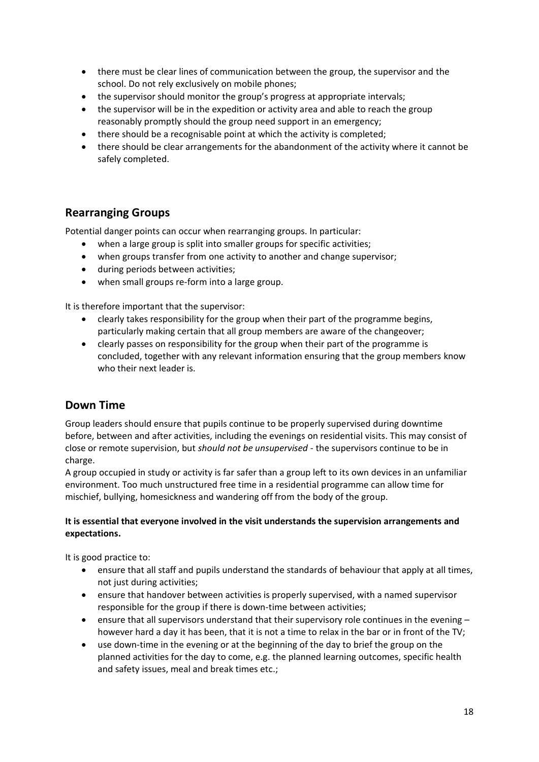- there must be clear lines of communication between the group, the supervisor and the school. Do not rely exclusively on mobile phones;
- the supervisor should monitor the group's progress at appropriate intervals;
- the supervisor will be in the expedition or activity area and able to reach the group reasonably promptly should the group need support in an emergency;
- there should be a recognisable point at which the activity is completed;
- there should be clear arrangements for the abandonment of the activity where it cannot be safely completed.

## Rearranging Groups

Potential danger points can occur when rearranging groups. In particular:

- when a large group is split into smaller groups for specific activities;
- when groups transfer from one activity to another and change supervisor;
- during periods between activities;
- when small groups re-form into a large group.

It is therefore important that the supervisor:

- clearly takes responsibility for the group when their part of the programme begins, particularly making certain that all group members are aware of the changeover;
- clearly passes on responsibility for the group when their part of the programme is concluded, together with any relevant information ensuring that the group members know who their next leader is.

## Down Time

Group leaders should ensure that pupils continue to be properly supervised during downtime before, between and after activities, including the evenings on residential visits. This may consist of close or remote supervision, but *should not be unsupervised* - the supervisors continue to be in charge.

A group occupied in study or activity is far safer than a group left to its own devices in an unfamiliar environment. Too much unstructured free time in a residential programme can allow time for mischief, bullying, homesickness and wandering off from the body of the group.

**It is essential that everyone involved in the visit understands the supervision arrangements and expectations.**

It is good practice to:

- ensure that all staff and pupils understand the standards of behaviour that apply at all times, not just during activities;
- ensure that handover between activities is properly supervised, with a named supervisor responsible for the group if there is down-time between activities;
- ensure that all supervisors understand that their supervisory role continues in the evening – however hard a day it has been, that it is not a time to relax in the bar or in front of the TV;
- use down-time in the evening or at the beginning of the day to brief the group on the planned activities for the day to come, e.g. the planned learning outcomes, specific health and safety issues, meal and break times etc.;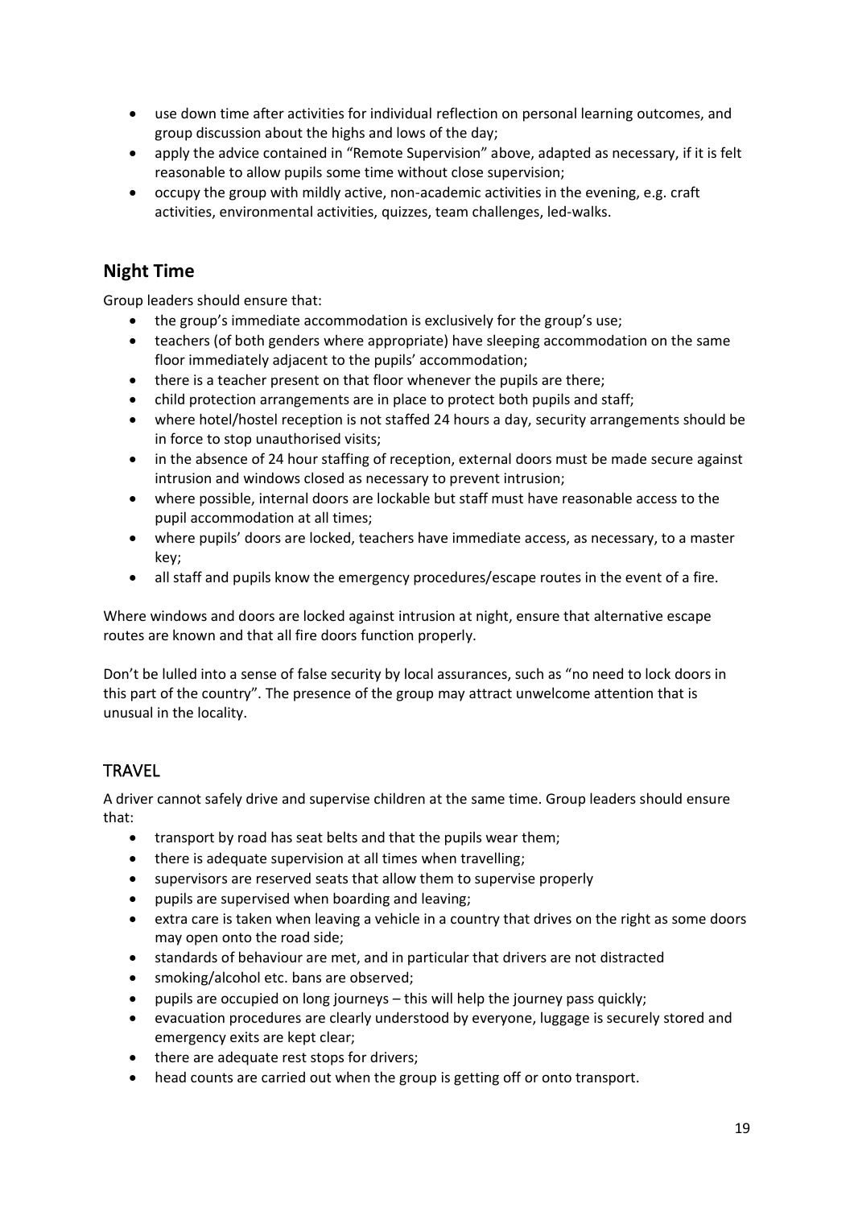- use down time after activities for individual reflection on personal learning outcomes, and group discussion about the highs and lows of the day;
- apply the advice contained in "Remote Supervision" above, adapted as necessary, if it is felt reasonable to allow pupils some time without close supervision;
- occupy the group with mildly active, non-academic activities in the evening, e.g. craft activities, environmental activities, quizzes, team challenges, led-walks.

## Night Time

Group leaders should ensure that:

- the group's immediate accommodation is exclusively for the group's use;
- teachers (of both genders where appropriate) have sleeping accommodation on the same floor immediately adjacent to the pupils' accommodation;
- there is a teacher present on that floor whenever the pupils are there;
- child protection arrangements are in place to protect both pupils and staff;
- where hotel/hostel reception is not staffed 24 hours a day, security arrangements should be in force to stop unauthorised visits;
- in the absence of 24 hour staffing of reception, external doors must be made secure against intrusion and windows closed as necessary to prevent intrusion;
- where possible, internal doors are lockable but staff must have reasonable access to the pupil accommodation at all times;
- where pupils' doors are locked, teachers have immediate access, as necessary, to a master key;
- all staff and pupils know the emergency procedures/escape routes in the event of a fire.

Where windows and doors are locked against intrusion at night, ensure that alternative escape routes are known and that all fire doors function properly.

Don't be lulled into a sense of false security by local assurances, such as "no need to lock doors in this part of the country". The presence of the group may attract unwelcome attention that is unusual in the locality.

## TRAVEL

A driver cannot safely drive and supervise children at the same time. Group leaders should ensure that:

- transport by road has seat belts and that the pupils wear them;
- there is adequate supervision at all times when travelling;
- supervisors are reserved seats that allow them to supervise properly
- pupils are supervised when boarding and leaving;
- extra care is taken when leaving a vehicle in a country that drives on the right as some doors may open onto the road side;
- standards of behaviour are met, and in particular that drivers are not distracted
- smoking/alcohol etc. bans are observed;
- pupils are occupied on long journeys – this will help the journey pass quickly;
- evacuation procedures are clearly understood by everyone, luggage is securely stored and emergency exits are kept clear;
- there are adequate rest stops for drivers;
- head counts are carried out when the group is getting off or onto transport.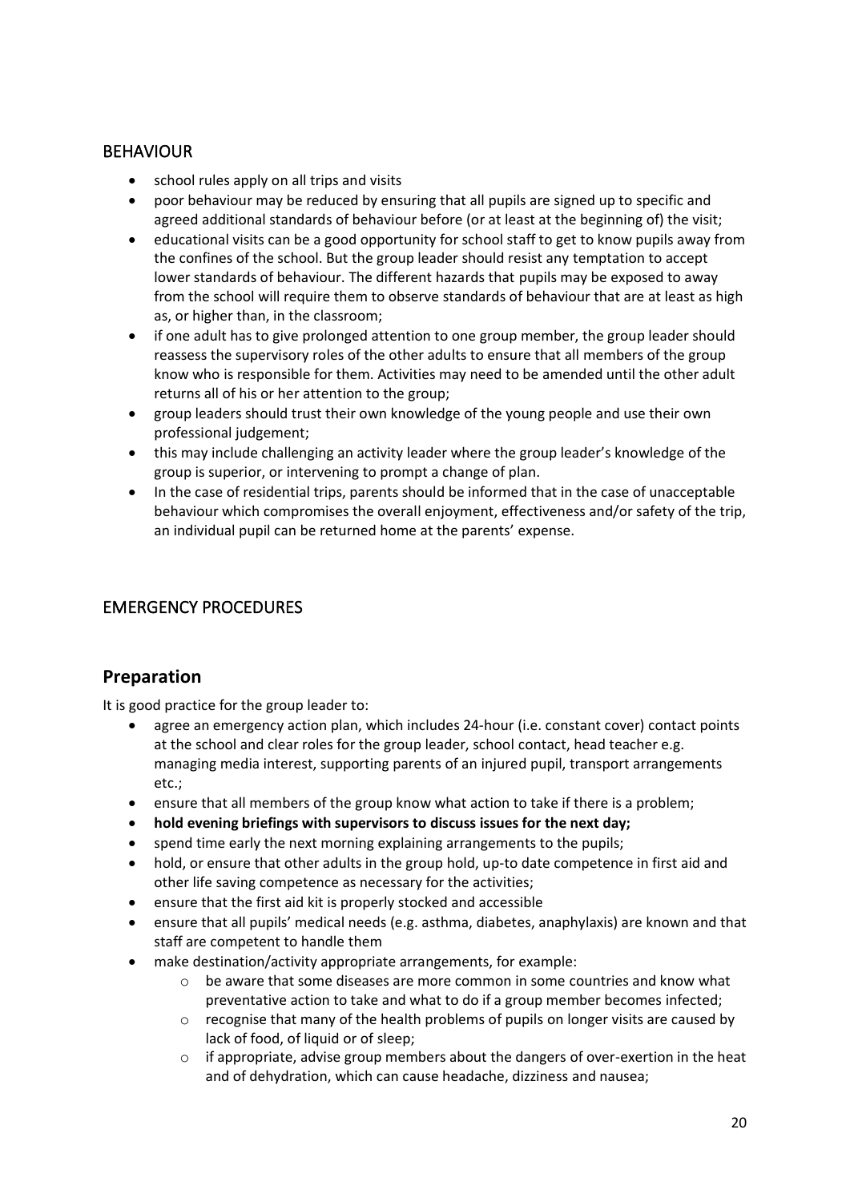## BEHAVIOUR

- school rules apply on all trips and visits
- poor behaviour may be reduced by ensuring that all pupils are signed up to specific and agreed additional standards of behaviour before (or at least at the beginning of) the visit;
- educational visits can be a good opportunity for school staff to get to know pupils away from the confines of the school. But the group leader should resist any temptation to accept lower standards of behaviour. The different hazards that pupils may be exposed to away from the school will require them to observe standards of behaviour that are at least as high as, or higher than, in the classroom;
- if one adult has to give prolonged attention to one group member, the group leader should reassess the supervisory roles of the other adults to ensure that all members of the group know who is responsible for them. Activities may need to be amended until the other adult returns all of his or her attention to the group;
- group leaders should trust their own knowledge of the young people and use their own professional judgement;
- this may include challenging an activity leader where the group leader's knowledge of the group is superior, or intervening to prompt a change of plan.
- In the case of residential trips, parents should be informed that in the case of unacceptable behaviour which compromises the overall enjoyment, effectiveness and/or safety of the trip, an individual pupil can be returned home at the parents' expense.

## EMERGENCY PROCEDURES

### Preparation

It is good practice for the group leader to:

- agree an emergency action plan, which includes 24-hour (i.e. constant cover) contact points at the school and clear roles for the group leader, school contact, head teacher e.g. managing media interest, supporting parents of an injured pupil, transport arrangements etc.;
- ensure that all members of the group know what action to take if there is a problem;
- **hold evening briefings with supervisors to discuss issues for the next day;**
- spend time early the next morning explaining arrangements to the pupils;
- hold, or ensure that other adults in the group hold, up-to date competence in first aid and other life saving competence as necessary for the activities;
- ensure that the first aid kit is properly stocked and accessible
- ensure that all pupils' medical needs (e.g. asthma, diabetes, anaphylaxis) are known and that staff are competent to handle them
- make destination/activity appropriate arrangements, for example:
    - be aware that some diseases are more common in some countries and know what preventative action to take and what to do if a group member becomes infected;
    - recognise that many of the health problems of pupils on longer visits are caused by lack of food, of liquid or of sleep;
    - if appropriate, advise group members about the dangers of over-exertion in the heat and of dehydration, which can cause headache, dizziness and nausea;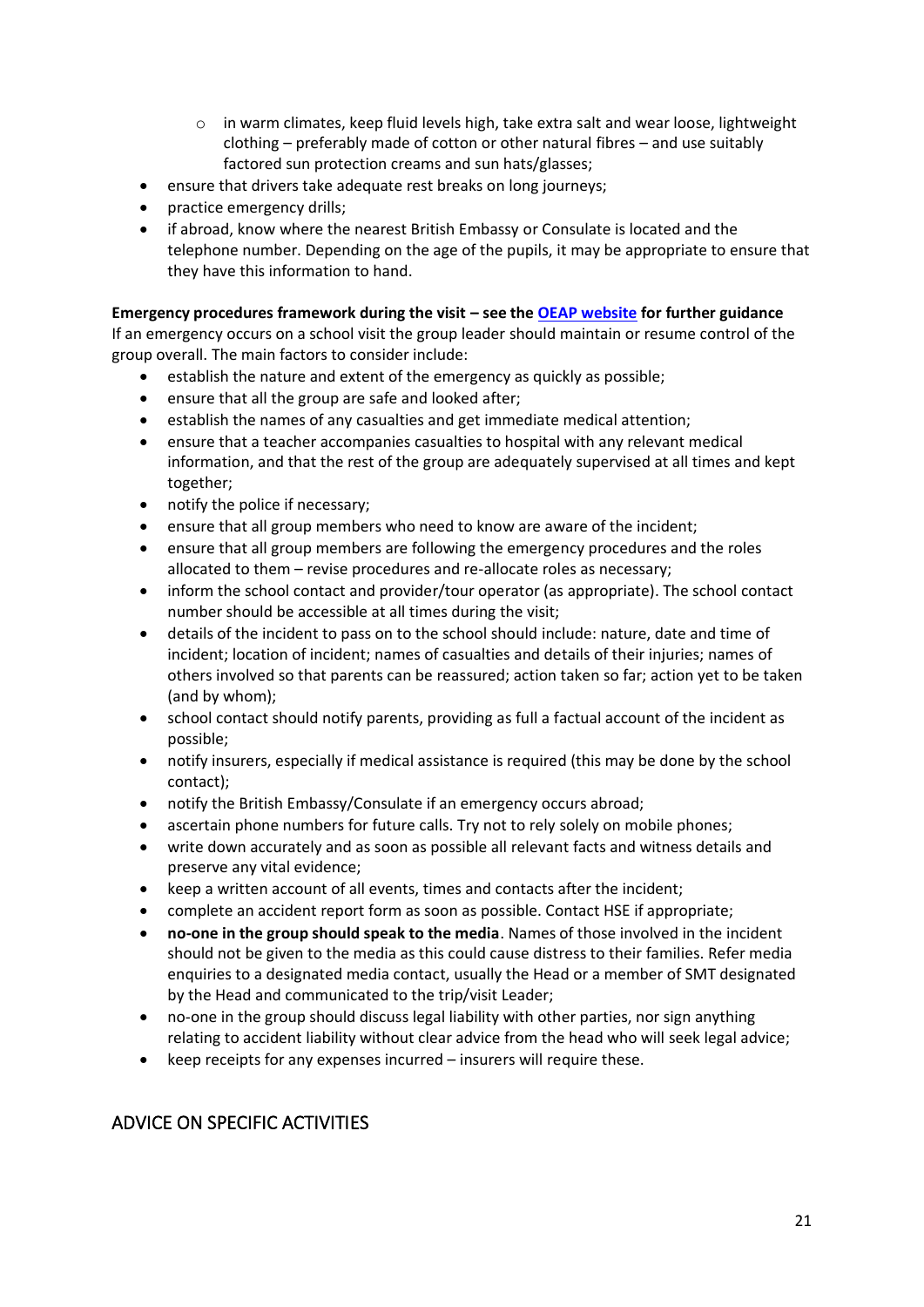- in warm climates, keep fluid levels high, take extra salt and wear loose, lightweight clothing – preferably made of cotton or other natural fibres – and use suitably factored sun protection creams and sun hats/glasses;
- ensure that drivers take adequate rest breaks on long journeys;
- practice emergency drills;
- if abroad, know where the nearest British Embassy or Consulate is located and the telephone number. Depending on the age of the pupils, it may be appropriate to ensure that they have this information to hand.

**Emergency procedures framework during the visit – see the [OEAP website](#) for further guidance**
If an emergency occurs on a school visit the group leader should maintain or resume control of the group overall. The main factors to consider include:

- establish the nature and extent of the emergency as quickly as possible;
- ensure that all the group are safe and looked after;
- establish the names of any casualties and get immediate medical attention;
- ensure that a teacher accompanies casualties to hospital with any relevant medical information, and that the rest of the group are adequately supervised at all times and kept together;
- notify the police if necessary;
- ensure that all group members who need to know are aware of the incident;
- ensure that all group members are following the emergency procedures and the roles allocated to them – revise procedures and re-allocate roles as necessary;
- inform the school contact and provider/tour operator (as appropriate). The school contact number should be accessible at all times during the visit;
- details of the incident to pass on to the school should include: nature, date and time of incident; location of incident; names of casualties and details of their injuries; names of others involved so that parents can be reassured; action taken so far; action yet to be taken (and by whom);
- school contact should notify parents, providing as full a factual account of the incident as possible;
- notify insurers, especially if medical assistance is required (this may be done by the school contact);
- notify the British Embassy/Consulate if an emergency occurs abroad;
- ascertain phone numbers for future calls. Try not to rely solely on mobile phones;
- write down accurately and as soon as possible all relevant facts and witness details and preserve any vital evidence;
- keep a written account of all events, times and contacts after the incident;
- complete an accident report form as soon as possible. Contact HSE if appropriate;
- **no-one in the group should speak to the media**. Names of those involved in the incident should not be given to the media as this could cause distress to their families. Refer media enquiries to a designated media contact, usually the Head or a member of SMT designated by the Head and communicated to the trip/visit Leader;
- no-one in the group should discuss legal liability with other parties, nor sign anything relating to accident liability without clear advice from the head who will seek legal advice;
- keep receipts for any expenses incurred – insurers will require these.

## ADVICE ON SPECIFIC ACTIVITIES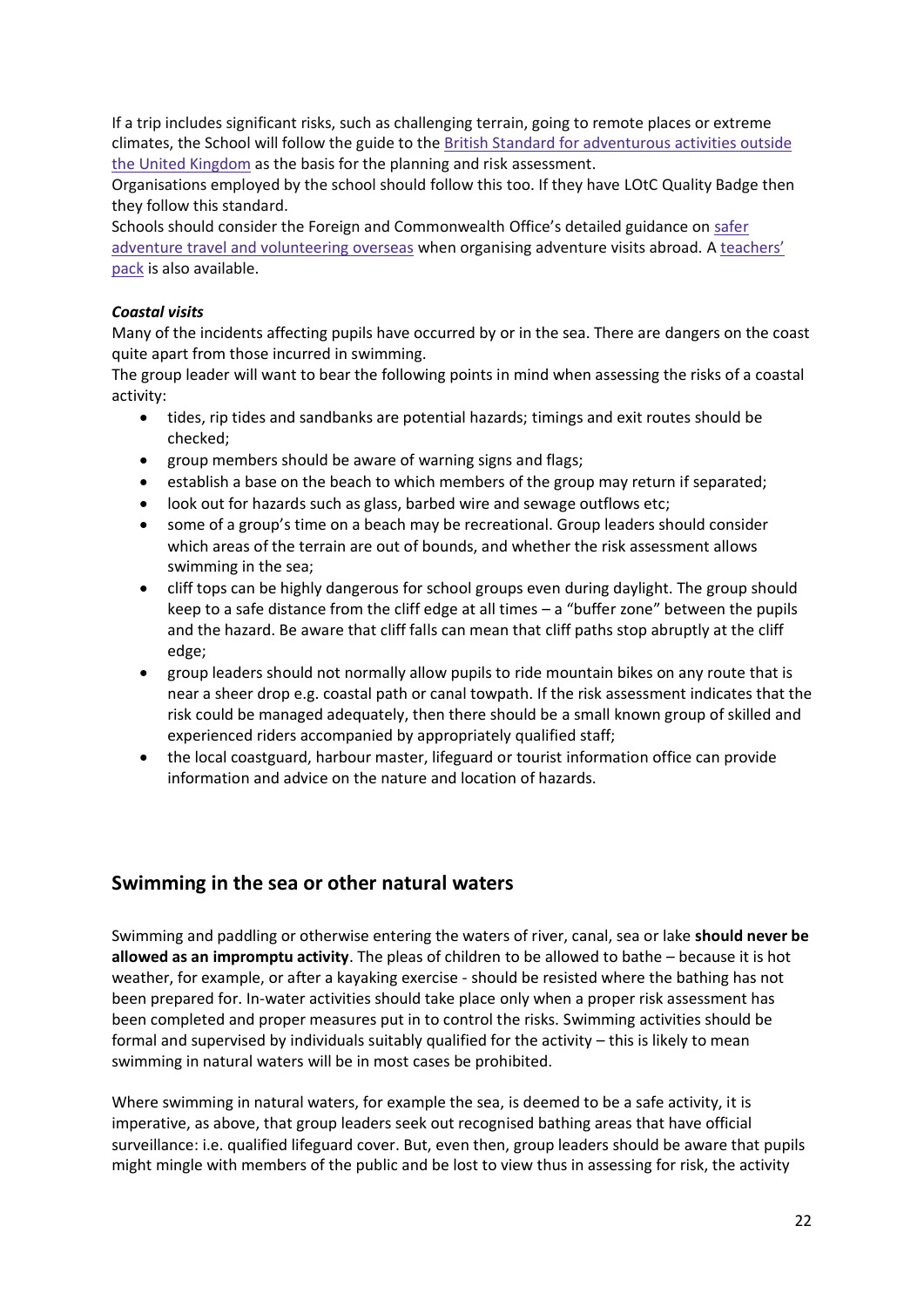If a trip includes significant risks, such as challenging terrain, going to remote places or extreme climates, the School will follow the guide to the British Standard for adventurous activities outside the United Kingdom as the basis for the planning and risk assessment.

Organisations employed by the school should follow this too. If they have LOtC Quality Badge then they follow this standard.

Schools should consider the Foreign and Commonwealth Office's detailed guidance on safer adventure travel and volunteering overseas when organising adventure visits abroad. A teachers' pack is also available.

***Coastal visits***

Many of the incidents affecting pupils have occurred by or in the sea. There are dangers on the coast quite apart from those incurred in swimming.

The group leader will want to bear the following points in mind when assessing the risks of a coastal activity:

- tides, rip tides and sandbanks are potential hazards; timings and exit routes should be checked;
- group members should be aware of warning signs and flags;
- establish a base on the beach to which members of the group may return if separated;
- look out for hazards such as glass, barbed wire and sewage outflows etc;
- some of a group's time on a beach may be recreational. Group leaders should consider which areas of the terrain are out of bounds, and whether the risk assessment allows swimming in the sea;
- cliff tops can be highly dangerous for school groups even during daylight. The group should keep to a safe distance from the cliff edge at all times – a "buffer zone" between the pupils and the hazard. Be aware that cliff falls can mean that cliff paths stop abruptly at the cliff edge;
- group leaders should not normally allow pupils to ride mountain bikes on any route that is near a sheer drop e.g. coastal path or canal towpath. If the risk assessment indicates that the risk could be managed adequately, then there should be a small known group of skilled and experienced riders accompanied by appropriately qualified staff;
- the local coastguard, harbour master, lifeguard or tourist information office can provide information and advice on the nature and location of hazards.

## Swimming in the sea or other natural waters

Swimming and paddling or otherwise entering the waters of river, canal, sea or lake **should never be allowed as an impromptu activity**. The pleas of children to be allowed to bathe – because it is hot weather, for example, or after a kayaking exercise - should be resisted where the bathing has not been prepared for. In-water activities should take place only when a proper risk assessment has been completed and proper measures put in to control the risks. Swimming activities should be formal and supervised by individuals suitably qualified for the activity – this is likely to mean swimming in natural waters will be in most cases be prohibited.

Where swimming in natural waters, for example the sea, is deemed to be a safe activity, it is imperative, as above, that group leaders seek out recognised bathing areas that have official surveillance: i.e. qualified lifeguard cover. But, even then, group leaders should be aware that pupils might mingle with members of the public and be lost to view thus in assessing for risk, the activity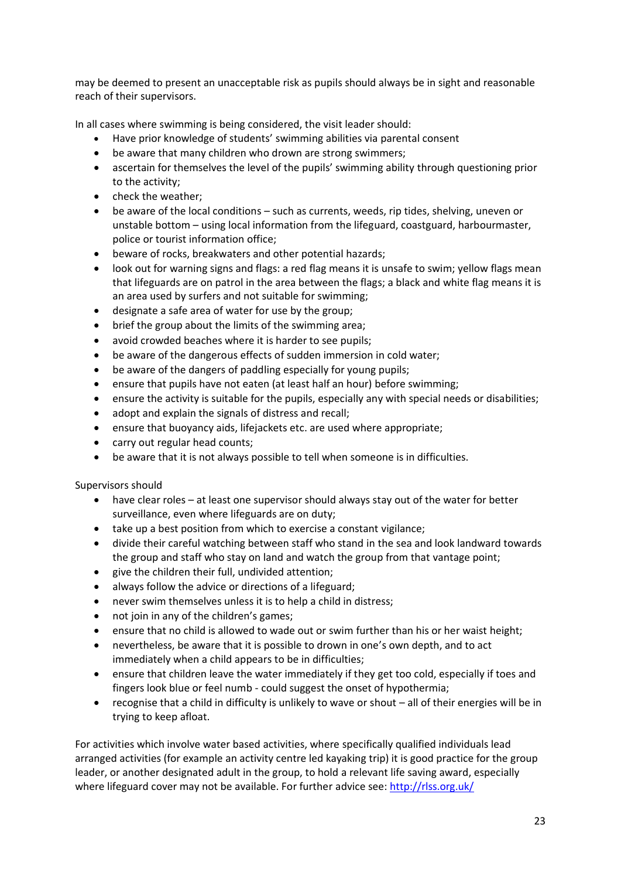may be deemed to present an unacceptable risk as pupils should always be in sight and reasonable reach of their supervisors.

In all cases where swimming is being considered, the visit leader should:

- Have prior knowledge of students' swimming abilities via parental consent
- be aware that many children who drown are strong swimmers;
- ascertain for themselves the level of the pupils' swimming ability through questioning prior to the activity;
- check the weather;
- be aware of the local conditions – such as currents, weeds, rip tides, shelving, uneven or unstable bottom – using local information from the lifeguard, coastguard, harbourmaster, police or tourist information office;
- beware of rocks, breakwaters and other potential hazards;
- look out for warning signs and flags: a red flag means it is unsafe to swim; yellow flags mean that lifeguards are on patrol in the area between the flags; a black and white flag means it is an area used by surfers and not suitable for swimming;
- designate a safe area of water for use by the group;
- brief the group about the limits of the swimming area;
- avoid crowded beaches where it is harder to see pupils;
- be aware of the dangerous effects of sudden immersion in cold water;
- be aware of the dangers of paddling especially for young pupils;
- ensure that pupils have not eaten (at least half an hour) before swimming;
- ensure the activity is suitable for the pupils, especially any with special needs or disabilities;
- adopt and explain the signals of distress and recall;
- ensure that buoyancy aids, lifejackets etc. are used where appropriate;
- carry out regular head counts;
- be aware that it is not always possible to tell when someone is in difficulties.

Supervisors should

- have clear roles – at least one supervisor should always stay out of the water for better surveillance, even where lifeguards are on duty;
- take up a best position from which to exercise a constant vigilance;
- divide their careful watching between staff who stand in the sea and look landward towards the group and staff who stay on land and watch the group from that vantage point;
- give the children their full, undivided attention;
- always follow the advice or directions of a lifeguard;
- never swim themselves unless it is to help a child in distress;
- not join in any of the children's games;
- ensure that no child is allowed to wade out or swim further than his or her waist height;
- nevertheless, be aware that it is possible to drown in one's own depth, and to act immediately when a child appears to be in difficulties;
- ensure that children leave the water immediately if they get too cold, especially if toes and fingers look blue or feel numb - could suggest the onset of hypothermia;
- recognise that a child in difficulty is unlikely to wave or shout – all of their energies will be in trying to keep afloat.

For activities which involve water based activities, where specifically qualified individuals lead arranged activities (for example an activity centre led kayaking trip) it is good practice for the group leader, or another designated adult in the group, to hold a relevant life saving award, especially where lifeguard cover may not be available. For further advice see: http://rlss.org.uk/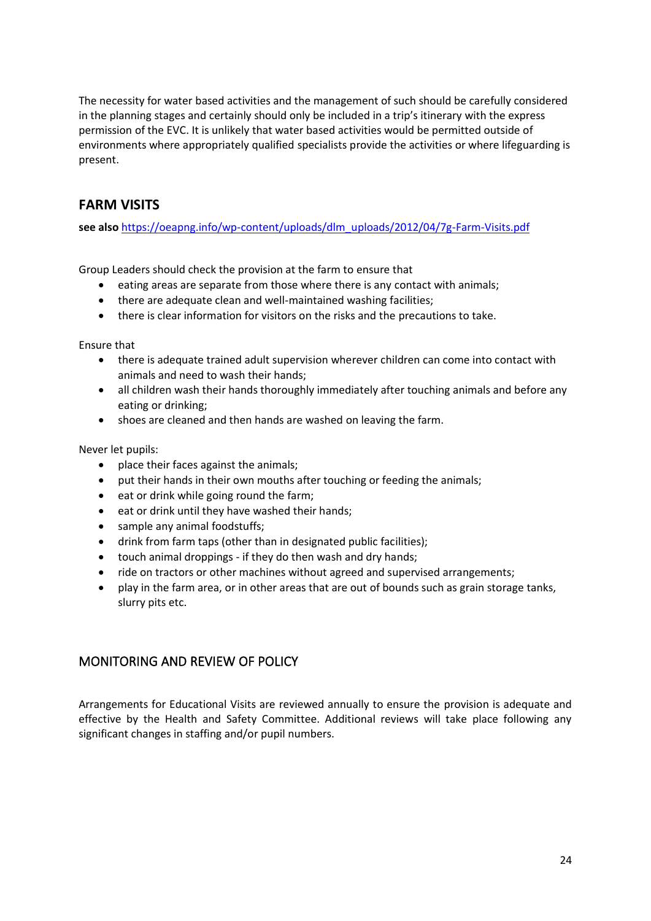The necessity for water based activities and the management of such should be carefully considered in the planning stages and certainly should only be included in a trip's itinerary with the express permission of the EVC. It is unlikely that water based activities would be permitted outside of environments where appropriately qualified specialists provide the activities or where lifeguarding is present.

## FARM VISITS

**see also** [https://oeapng.info/wp-content/uploads/dlm_uploads/2012/04/7g-Farm-Visits.pdf](https://oeapng.info/wp-content/uploads/dlm_uploads/2012/04/7g-Farm-Visits.pdf)

Group Leaders should check the provision at the farm to ensure that

- eating areas are separate from those where there is any contact with animals;
- there are adequate clean and well-maintained washing facilities;
- there is clear information for visitors on the risks and the precautions to take.

Ensure that

- there is adequate trained adult supervision wherever children can come into contact with animals and need to wash their hands;
- all children wash their hands thoroughly immediately after touching animals and before any eating or drinking;
- shoes are cleaned and then hands are washed on leaving the farm.

Never let pupils:

- place their faces against the animals;
- put their hands in their own mouths after touching or feeding the animals;
- eat or drink while going round the farm;
- eat or drink until they have washed their hands;
- sample any animal foodstuffs;
- drink from farm taps (other than in designated public facilities);
- touch animal droppings - if they do then wash and dry hands;
- ride on tractors or other machines without agreed and supervised arrangements;
- play in the farm area, or in other areas that are out of bounds such as grain storage tanks, slurry pits etc.

## MONITORING AND REVIEW OF POLICY

Arrangements for Educational Visits are reviewed annually to ensure the provision is adequate and effective by the Health and Safety Committee. Additional reviews will take place following any significant changes in staffing and/or pupil numbers.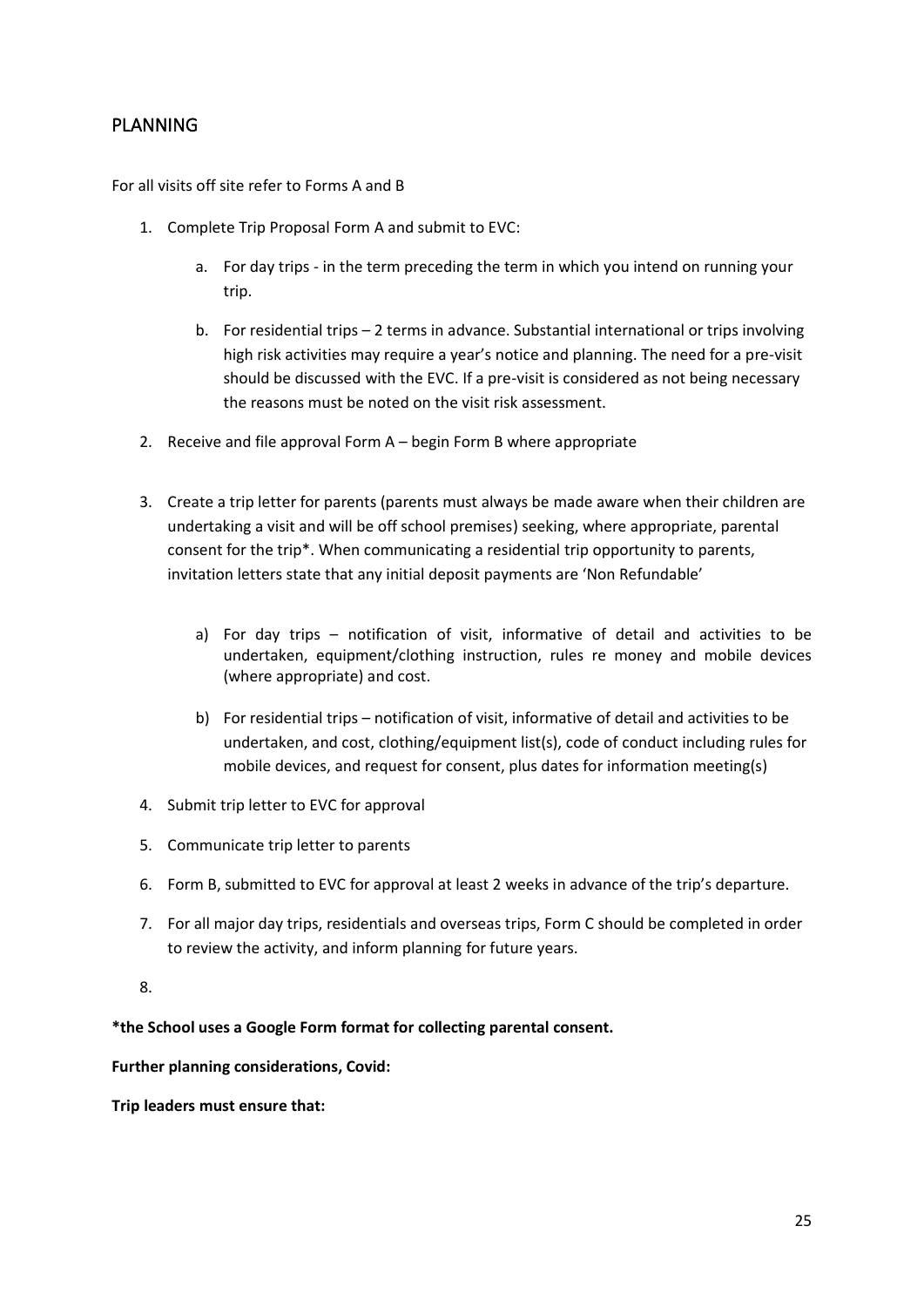## PLANNING

For all visits off site refer to Forms A and B

1. Complete Trip Proposal Form A and submit to EVC:
    a. For day trips - in the term preceding the term in which you intend on running your trip.
    b. For residential trips – 2 terms in advance. Substantial international or trips involving high risk activities may require a year's notice and planning. The need for a pre-visit should be discussed with the EVC. If a pre-visit is considered as not being necessary the reasons must be noted on the visit risk assessment.
2. Receive and file approval Form A – begin Form B where appropriate
3. Create a trip letter for parents (parents must always be made aware when their children are undertaking a visit and will be off school premises) seeking, where appropriate, parental consent for the trip*. When communicating a residential trip opportunity to parents, invitation letters state that any initial deposit payments are 'Non Refundable'
    a) For day trips – notification of visit, informative of detail and activities to be undertaken, equipment/clothing instruction, rules re money and mobile devices (where appropriate) and cost.
    b) For residential trips – notification of visit, informative of detail and activities to be undertaken, and cost, clothing/equipment list(s), code of conduct including rules for mobile devices, and request for consent, plus dates for information meeting(s)
4. Submit trip letter to EVC for approval
5. Communicate trip letter to parents
6. Form B, submitted to EVC for approval at least 2 weeks in advance of the trip's departure.
7. For all major day trips, residentials and overseas trips, Form C should be completed in order to review the activity, and inform planning for future years.
8.

**\*the School uses a Google Form format for collecting parental consent.**

**Further planning considerations, Covid:**

**Trip leaders must ensure that:**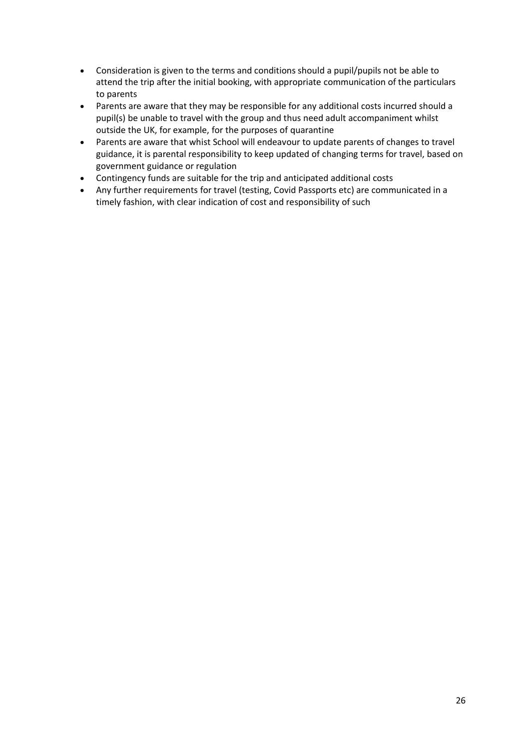- Consideration is given to the terms and conditions should a pupil/pupils not be able to attend the trip after the initial booking, with appropriate communication of the particulars to parents
- Parents are aware that they may be responsible for any additional costs incurred should a pupil(s) be unable to travel with the group and thus need adult accompaniment whilst outside the UK, for example, for the purposes of quarantine
- Parents are aware that whist School will endeavour to update parents of changes to travel guidance, it is parental responsibility to keep updated of changing terms for travel, based on government guidance or regulation
- Contingency funds are suitable for the trip and anticipated additional costs
- Any further requirements for travel (testing, Covid Passports etc) are communicated in a timely fashion, with clear indication of cost and responsibility of such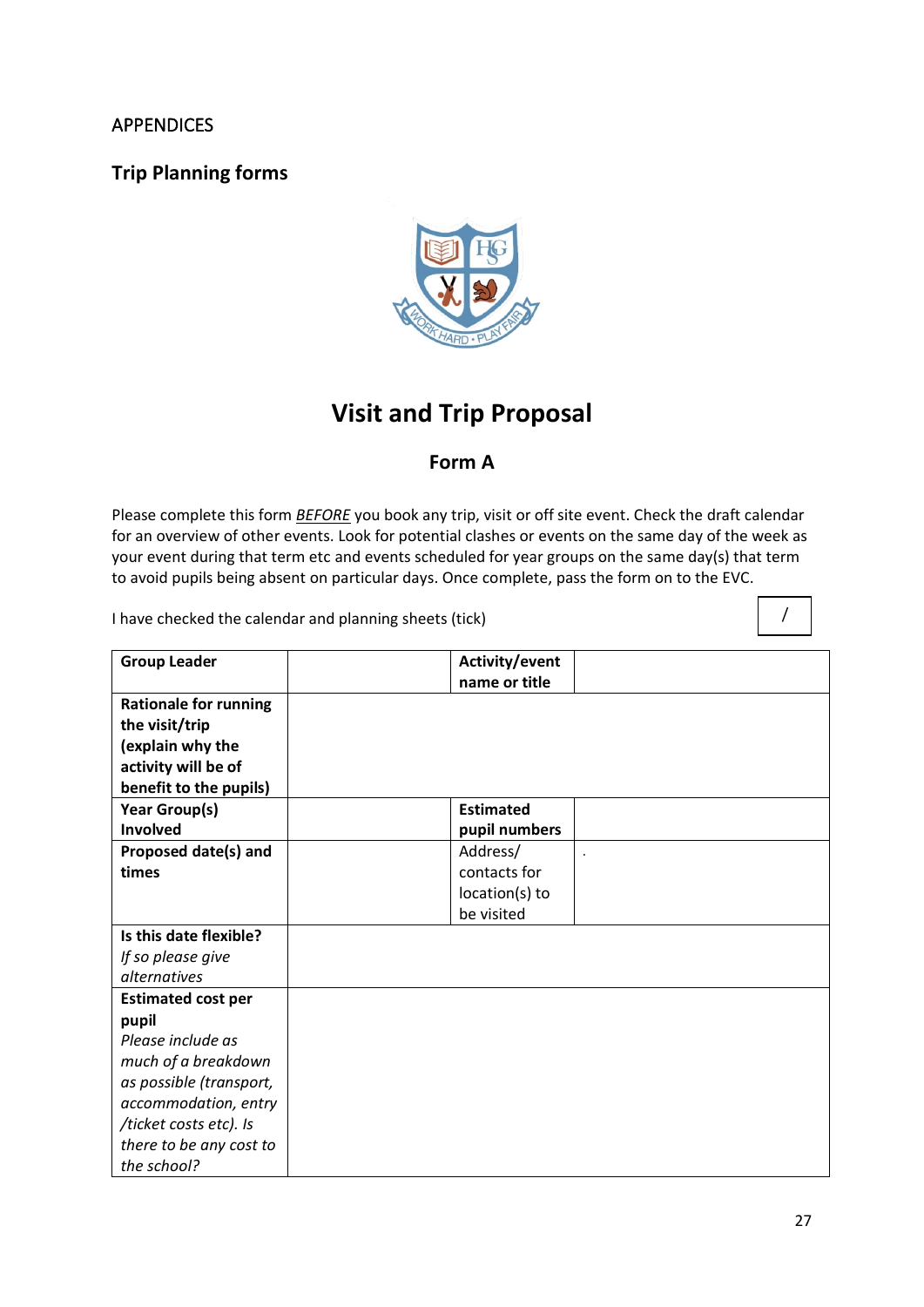APPENDICES

## Trip Planning forms

# Visit and Trip Proposal

### Form A

Please complete this form ***BEFORE*** you book any trip, visit or off site event. Check the draft calendar for an overview of other events. Look for potential clashes or events on the same day of the week as your event during that term etc and events scheduled for year groups on the same day(s) that term to avoid pupils being absent on particular days. Once complete, pass the form on to the EVC.

I have checked the calendar and planning sheets (tick) /

| **Group Leader** | | **Activity/event name or title** | |
|---|---|---|---|
| **Rationale for running the visit/trip (explain why the activity will be of benefit to the pupils)** | | | |
| **Year Group(s) Involved** | | **Estimated pupil numbers** | |
| **Proposed date(s) and times** | | Address/ contacts for location(s) to be visited | . |
| **Is this date flexible?** *If so please give alternatives* | | | |
| **Estimated cost per pupil** *Please include as much of a breakdown as possible (transport, accommodation, entry /ticket costs etc). Is there to be any cost to the school?* | | | |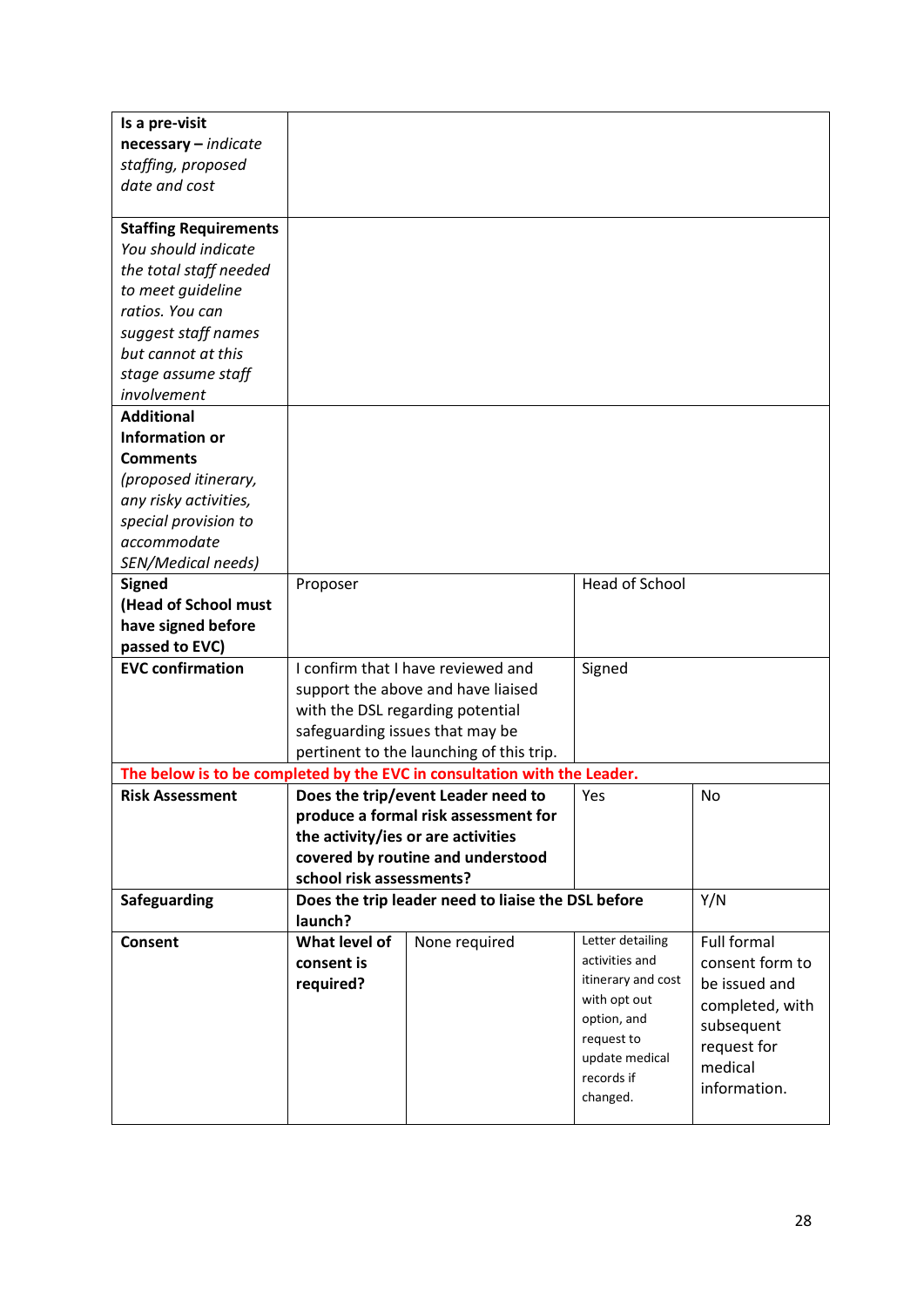| **Is a pre-visit necessary** – *indicate staffing, proposed date and cost* | | | | |
|---|---|---|---|---|
| **Staffing Requirements** *You should indicate the total staff needed to meet guideline ratios. You can suggest staff names but cannot at this stage assume staff involvement* | | | | |
| **Additional Information or Comments** *(proposed itinerary, any risky activities, special provision to accommodate SEN/Medical needs)* | | | | |
| **Signed (Head of School must have signed before passed to EVC)** | Proposer | | Head of School | |
| **EVC confirmation** | I confirm that I have reviewed and support the above and have liaised with the DSL regarding potential safeguarding issues that may be pertinent to the launching of this trip. | | Signed | |
| **The below is to be completed by the EVC in consultation with the Leader.** | | | | |
| **Risk Assessment** | **Does the trip/event Leader need to produce a formal risk assessment for the activity/ies or are activities covered by routine and understood school risk assessments?** | | Yes | No |
| **Safeguarding** | **Does the trip leader need to liaise the DSL before launch?** | | | Y/N |
| **Consent** | **What level of consent is required?** | None required | Letter detailing activities and itinerary and cost with opt out option, and request to update medical records if changed. | Full formal consent form to be issued and completed, with subsequent request for medical information. |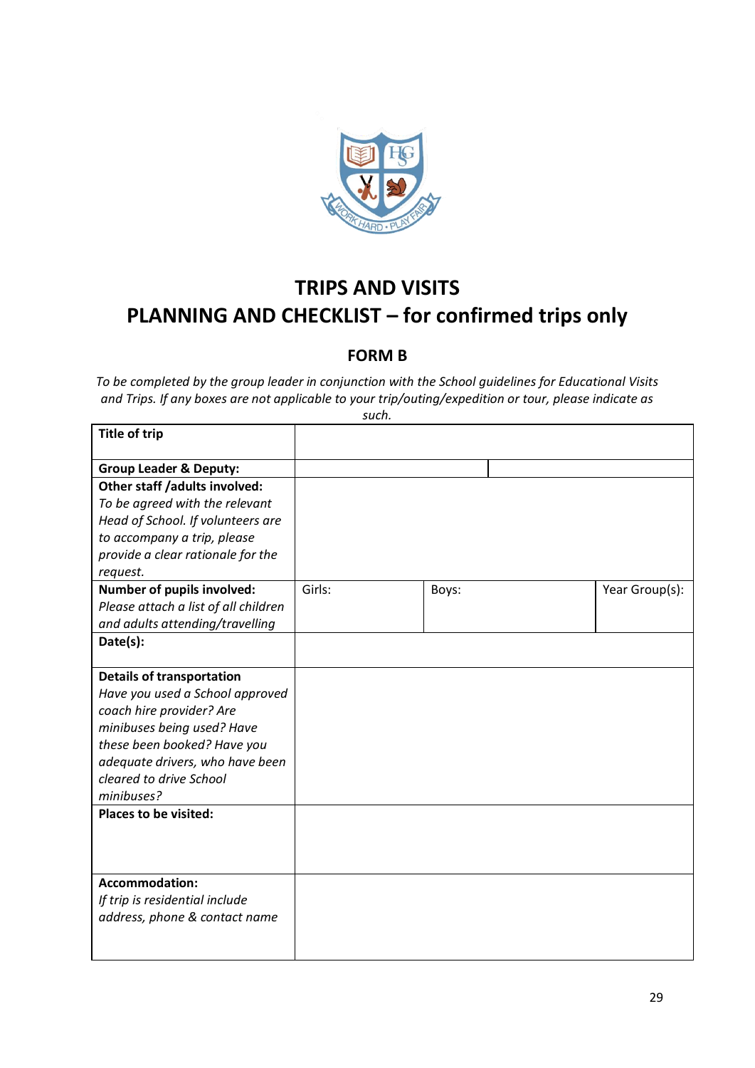# TRIPS AND VISITS
# PLANNING AND CHECKLIST – for confirmed trips only

## FORM B

*To be completed by the group leader in conjunction with the School guidelines for Educational Visits and Trips. If any boxes are not applicable to your trip/outing/expedition or tour, please indicate as such.*

| | | | |
|---|---|---|---|
| **Title of trip** | | | |
| **Group Leader & Deputy:** | | | |
| **Other staff /adults involved:** *To be agreed with the relevant Head of School. If volunteers are to accompany a trip, please provide a clear rationale for the request.* | | | |
| **Number of pupils involved:** *Please attach a list of all children and adults attending/travelling* | Girls: | Boys: | Year Group(s): |
| **Date(s):** | | | |
| **Details of transportation** *Have you used a School approved coach hire provider? Are minibuses being used? Have these been booked? Have you adequate drivers, who have been cleared to drive School minibuses?* | | | |
| **Places to be visited:** | | | |
| **Accommodation:** *If trip is residential include address, phone & contact name* | | | |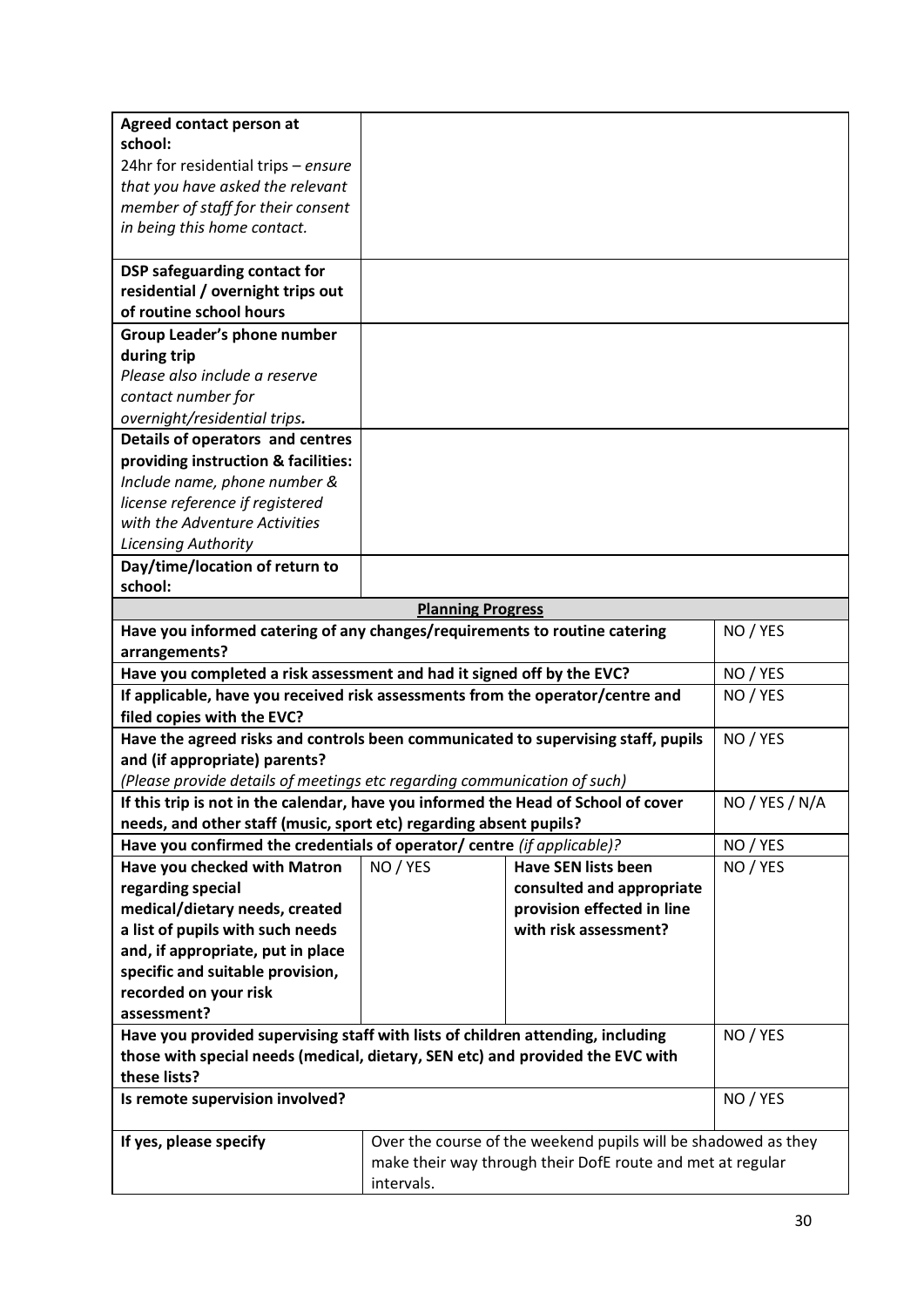| | | | |
|---|---|---|---|
| **Agreed contact person at school:** 24hr for residential trips – *ensure that you have asked the relevant member of staff for their consent in being this home contact.* | | | |
| **DSP safeguarding contact for residential / overnight trips out of routine school hours** | | | |
| **Group Leader's phone number during trip** *Please also include a reserve contact number for overnight/residential trips.* | | | |
| **Details of operators and centres providing instruction & facilities:** *Include name, phone number & license reference if registered with the Adventure Activities Licensing Authority* | | | |
| **Day/time/location of return to school:** | | | |
| **Planning Progress** | | | |
| **Have you informed catering of any changes/requirements to routine catering arrangements?** | | | NO / YES |
| **Have you completed a risk assessment and had it signed off by the EVC?** | | | NO / YES |
| **If applicable, have you received risk assessments from the operator/centre and filed copies with the EVC?** | | | NO / YES |
| **Have the agreed risks and controls been communicated to supervising staff, pupils and (if appropriate) parents?** *(Please provide details of meetings etc regarding communication of such)* | | | NO / YES |
| **If this trip is not in the calendar, have you informed the Head of School of cover needs, and other staff (music, sport etc) regarding absent pupils?** | | | NO / YES / N/A |
| **Have you confirmed the credentials of operator/ centre** *(if applicable)*? | | | NO / YES |
| **Have you checked with Matron regarding special medical/dietary needs, created a list of pupils with such needs and, if appropriate, put in place specific and suitable provision, recorded on your risk assessment?** | NO / YES | **Have SEN lists been consulted and appropriate provision effected in line with risk assessment?** | NO / YES |
| **Have you provided supervising staff with lists of children attending, including those with special needs (medical, dietary, SEN etc) and provided the EVC with these lists?** | | | NO / YES |
| **Is remote supervision involved?** | | | NO / YES |
| **If yes, please specify** | Over the course of the weekend pupils will be shadowed as they make their way through their DofE route and met at regular intervals. | | |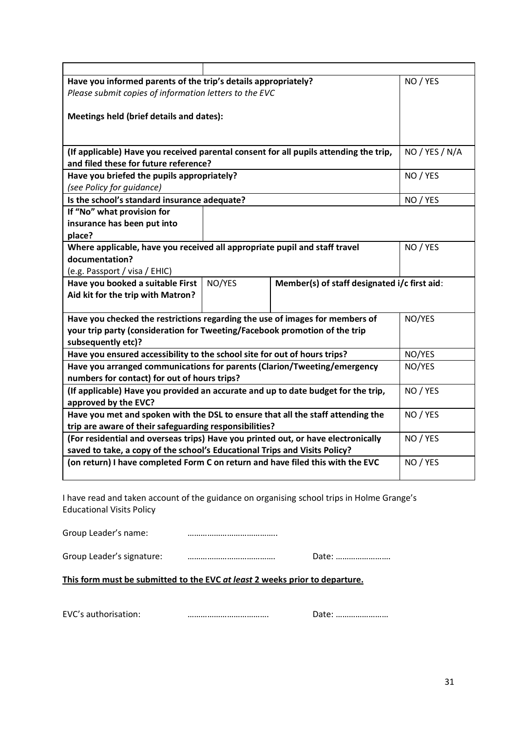| | | | |
|---|---|---|---|
| **Have you informed parents of the trip's details appropriately?**<br>*Please submit copies of information letters to the EVC*<br><br>**Meetings held (brief details and dates):** | | | NO / YES |
| **(If applicable) Have you received parental consent for all pupils attending the trip, and filed these for future reference?** | | | NO / YES / N/A |
| **Have you briefed the pupils appropriately?**<br>*(see Policy for guidance)* | | | NO / YES |
| **Is the school's standard insurance adequate?** | | | NO / YES |
| **If "No" what provision for insurance has been put into place?** | | | |
| **Where applicable, have you received all appropriate pupil and staff travel documentation?**<br>(e.g. Passport / visa / EHIC) | | | NO / YES |
| **Have you booked a suitable First Aid kit for the trip with Matron?** | NO/YES | **Member(s) of staff designated i/c first aid**: | |
| **Have you checked the restrictions regarding the use of images for members of your trip party (consideration for Tweeting/Facebook promotion of the trip subsequently etc)?** | | | NO/YES |
| **Have you ensured accessibility to the school site for out of hours trips?** | | | NO/YES |
| **Have you arranged communications for parents (Clarion/Tweeting/emergency numbers for contact) for out of hours trips?** | | | NO/YES |
| **(If applicable) Have you provided an accurate and up to date budget for the trip, approved by the EVC?** | | | NO / YES |
| **Have you met and spoken with the DSL to ensure that all the staff attending the trip are aware of their safeguarding responsibilities?** | | | NO / YES |
| **(For residential and overseas trips) Have you printed out, or have electronically saved to take, a copy of the school's Educational Trips and Visits Policy?** | | | NO / YES |
| **(on return) I have completed Form C on return and have filed this with the EVC** | | | NO / YES |

I have read and taken account of the guidance on organising school trips in Holme Grange's Educational Visits Policy

Group Leader's name: …………………………………..

Group Leader's signature: ………………………………… Date: ……………………

**<u>This form must be submitted to the EVC *at least* 2 weeks prior to departure.</u>**

EVC's authorisation: ………………………………. Date: ……………………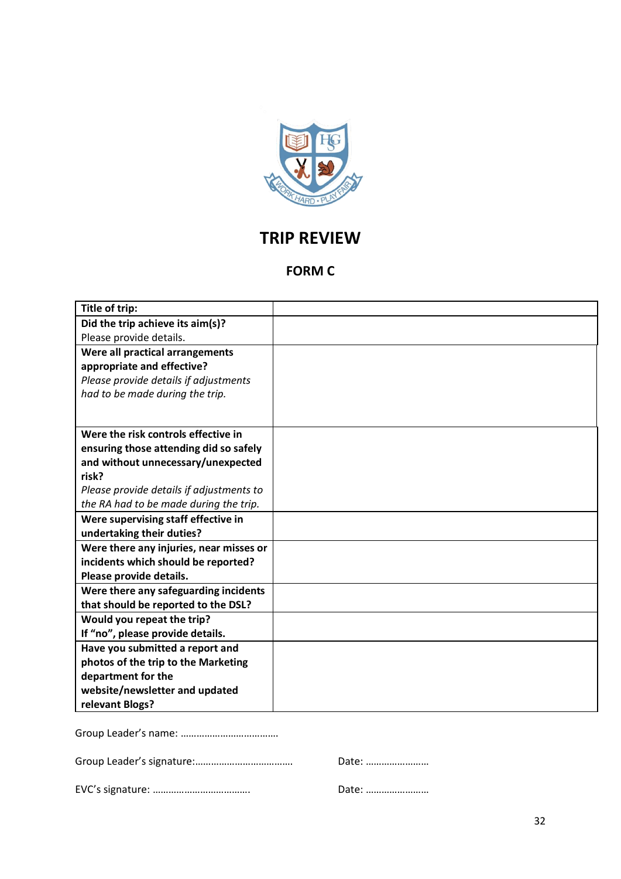# TRIP REVIEW

## FORM C

| | |
|---|---|
| **Title of trip:** | |
| **Did the trip achieve its aim(s)?** Please provide details. | |
| **Were all practical arrangements appropriate and effective?** *Please provide details if adjustments had to be made during the trip.* | |
| **Were the risk controls effective in ensuring those attending did so safely and without unnecessary/unexpected risk?** *Please provide details if adjustments to the RA had to be made during the trip.* | |
| **Were supervising staff effective in undertaking their duties?** | |
| **Were there any injuries, near misses or incidents which should be reported? Please provide details.** | |
| **Were there any safeguarding incidents that should be reported to the DSL?** | |
| **Would you repeat the trip? If "no", please provide details.** | |
| **Have you submitted a report and photos of the trip to the Marketing department for the website/newsletter and updated relevant Blogs?** | |

Group Leader's name: ………………………………

Group Leader's signature:……………………………… Date: ……………………

EVC's signature: ………………………………. Date: ……………………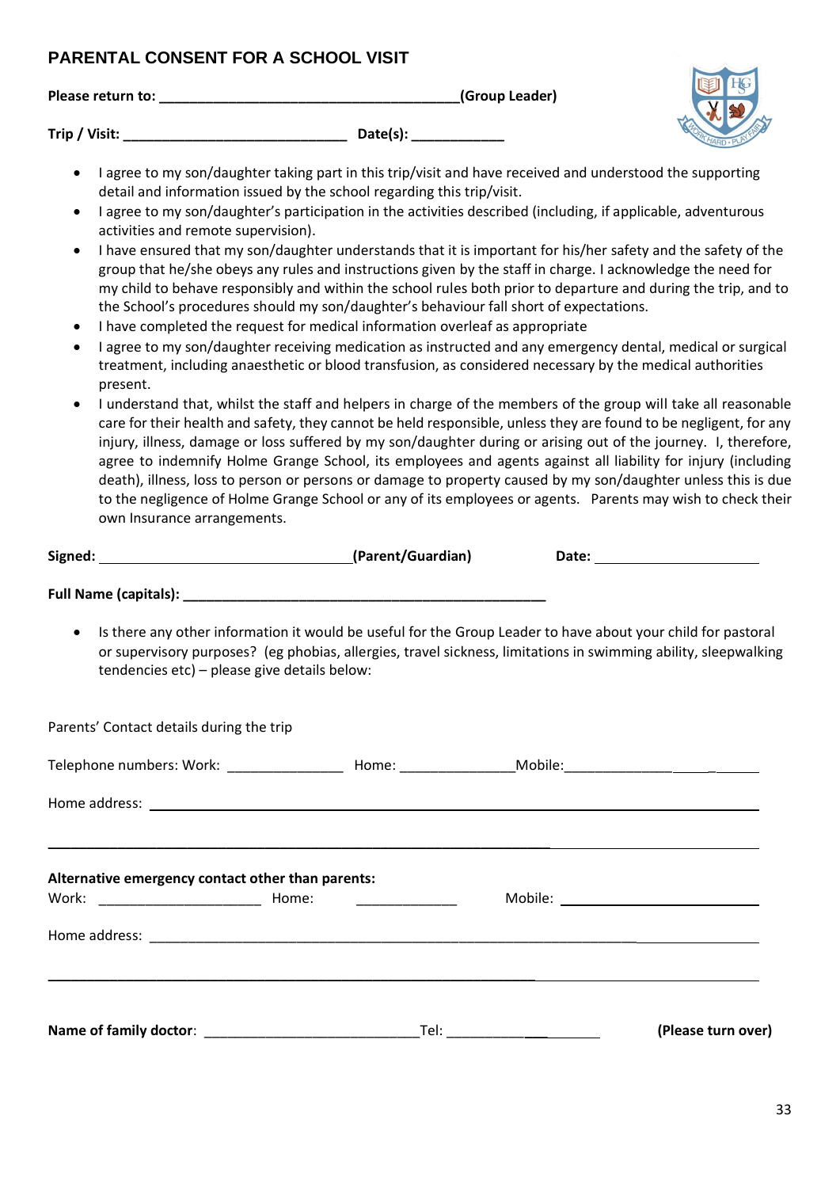## PARENTAL CONSENT FOR A SCHOOL VISIT

**Please return to: ______________________________________(Group Leader)**

**Trip / Visit: ____________________________ Date(s): ___________**

- I agree to my son/daughter taking part in this trip/visit and have received and understood the supporting detail and information issued by the school regarding this trip/visit.
- I agree to my son/daughter's participation in the activities described (including, if applicable, adventurous activities and remote supervision).
- I have ensured that my son/daughter understands that it is important for his/her safety and the safety of the group that he/she obeys any rules and instructions given by the staff in charge. I acknowledge the need for my child to behave responsibly and within the school rules both prior to departure and during the trip, and to the School's procedures should my son/daughter's behaviour fall short of expectations.
- I have completed the request for medical information overleaf as appropriate
- I agree to my son/daughter receiving medication as instructed and any emergency dental, medical or surgical treatment, including anaesthetic or blood transfusion, as considered necessary by the medical authorities present.
- I understand that, whilst the staff and helpers in charge of the members of the group will take all reasonable care for their health and safety, they cannot be held responsible, unless they are found to be negligent, for any injury, illness, damage or loss suffered by my son/daughter during or arising out of the journey. I, therefore, agree to indemnify Holme Grange School, its employees and agents against all liability for injury (including death), illness, loss to person or persons or damage to property caused by my son/daughter unless this is due to the negligence of Holme Grange School or any of its employees or agents. Parents may wish to check their own Insurance arrangements.

**Signed:** ________________________________**(Parent/Guardian)** **Date:** _____________________

**Full Name (capitals):** _______________________________________________

- Is there any other information it would be useful for the Group Leader to have about your child for pastoral or supervisory purposes? (eg phobias, allergies, travel sickness, limitations in swimming ability, sleepwalking tendencies etc) – please give details below:

Parents' Contact details during the trip

Telephone numbers: Work: ______________ Home: ______________Mobile:____________________

Home address: ________________________________________________________________

_____________________________________________________________________________

**Alternative emergency contact other than parents:**

Work: ____________________ Home: _____________ Mobile: ________________________

Home address: ________________________________________________________________

_____________________________________________________________________________

**Name of family doctor**: ___________________________Tel: ____________________ **(Please turn over)**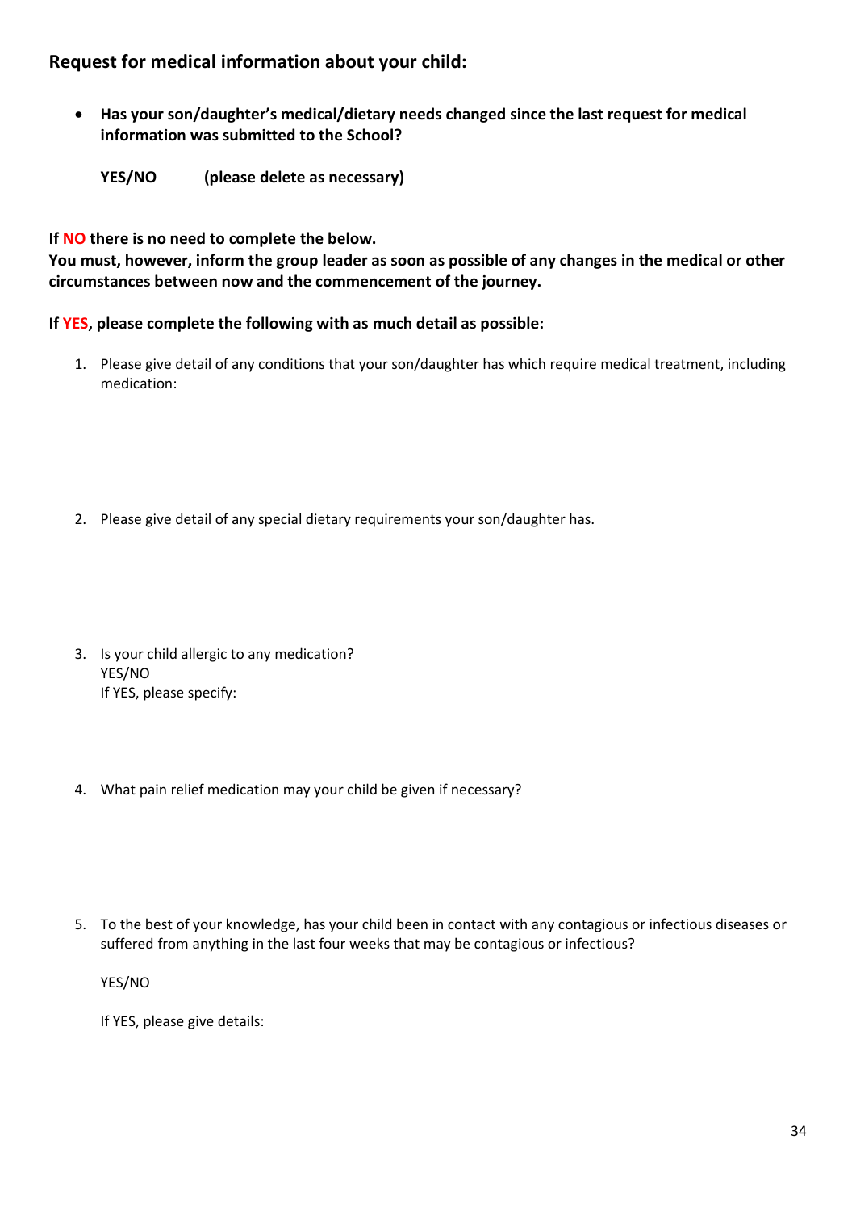## Request for medical information about your child:

- **Has your son/daughter's medical/dietary needs changed since the last request for medical information was submitted to the School?**

  **YES/NO (please delete as necessary)**

**If NO there is no need to complete the below.**
**You must, however, inform the group leader as soon as possible of any changes in the medical or other circumstances between now and the commencement of the journey.**

**If YES, please complete the following with as much detail as possible:**

1. Please give detail of any conditions that your son/daughter has which require medical treatment, including medication:

2. Please give detail of any special dietary requirements your son/daughter has.

3. Is your child allergic to any medication?
   YES/NO
   If YES, please specify:

4. What pain relief medication may your child be given if necessary?

5. To the best of your knowledge, has your child been in contact with any contagious or infectious diseases or suffered from anything in the last four weeks that may be contagious or infectious?

   YES/NO

   If YES, please give details: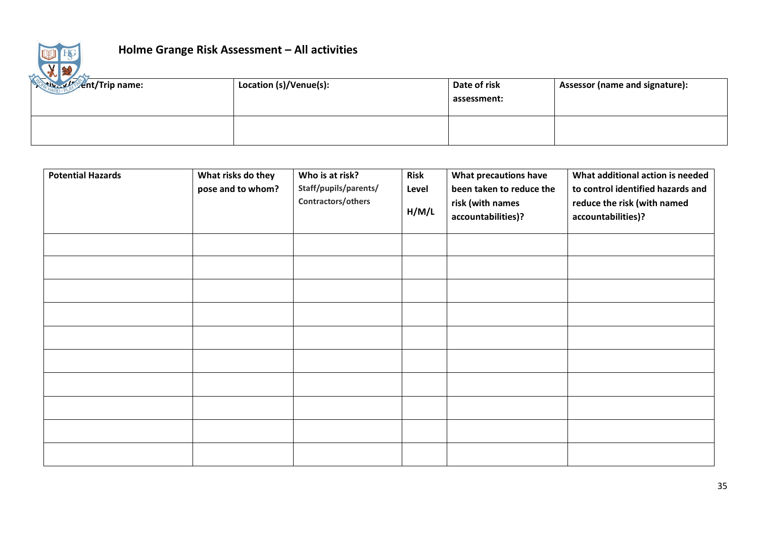## Holme Grange Risk Assessment – All activities

| Activity/Event/Trip name: | Location (s)/Venue(s): | Date of risk assessment: | Assessor (name and signature): |
| --- | --- | --- | --- |
| | | | |

| Potential Hazards | What risks do they pose and to whom? | Who is at risk? Staff/pupils/parents/ Contractors/others | Risk Level H/M/L | What precautions have been taken to reduce the risk (with names accountabilities)? | What additional action is needed to control identified hazards and reduce the risk (with named accountabilities)? |
| --- | --- | --- | --- | --- | --- |
| | | | | | |
| | | | | | |
| | | | | | |
| | | | | | |
| | | | | | |
| | | | | | |
| | | | | | |
| | | | | | |
| | | | | | |
| | | | | | |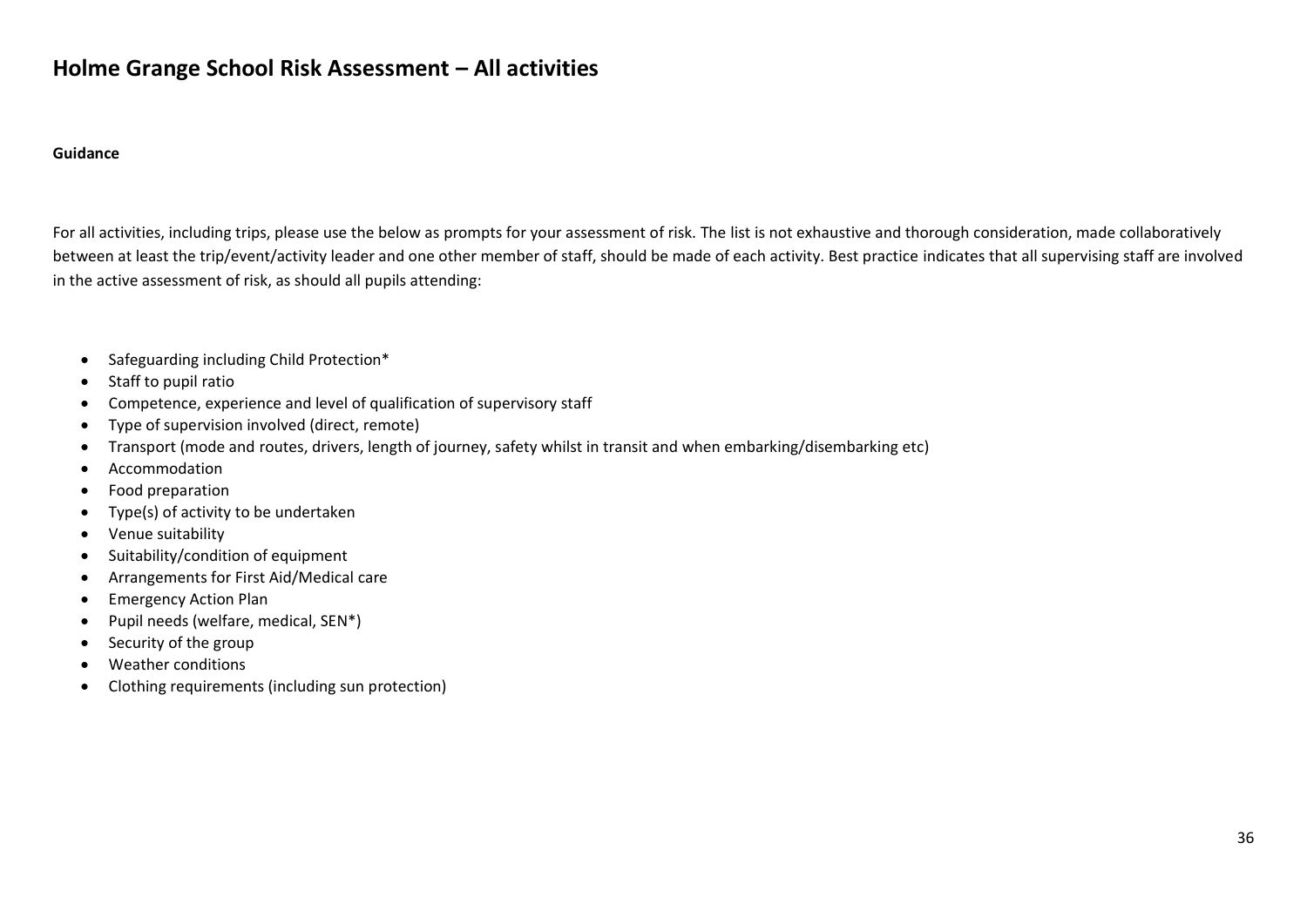# Holme Grange School Risk Assessment – All activities

**Guidance**

For all activities, including trips, please use the below as prompts for your assessment of risk. The list is not exhaustive and thorough consideration, made collaboratively between at least the trip/event/activity leader and one other member of staff, should be made of each activity. Best practice indicates that all supervising staff are involved in the active assessment of risk, as should all pupils attending:

- Safeguarding including Child Protection*
- Staff to pupil ratio
- Competence, experience and level of qualification of supervisory staff
- Type of supervision involved (direct, remote)
- Transport (mode and routes, drivers, length of journey, safety whilst in transit and when embarking/disembarking etc)
- Accommodation
- Food preparation
- Type(s) of activity to be undertaken
- Venue suitability
- Suitability/condition of equipment
- Arrangements for First Aid/Medical care
- Emergency Action Plan
- Pupil needs (welfare, medical, SEN*)
- Security of the group
- Weather conditions
- Clothing requirements (including sun protection)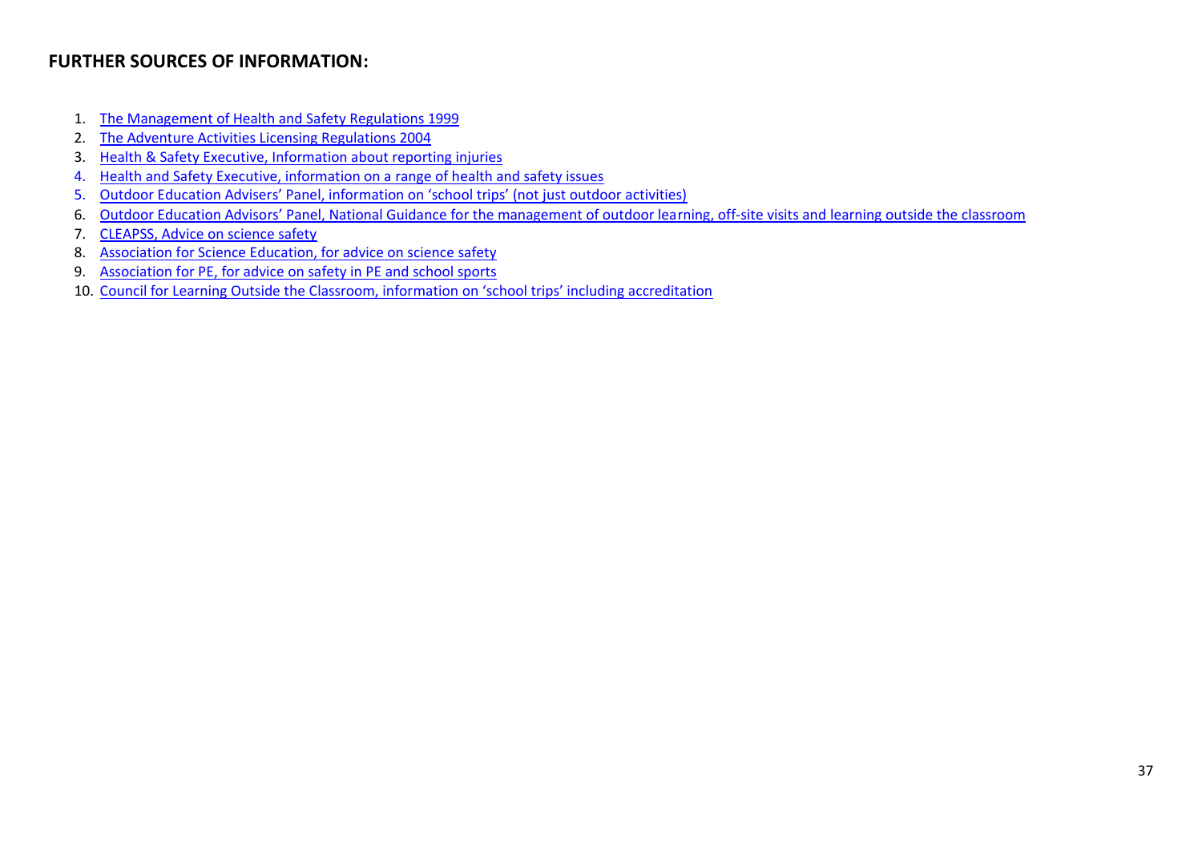## FURTHER SOURCES OF INFORMATION:

1. The Management of Health and Safety Regulations 1999
2. The Adventure Activities Licensing Regulations 2004
3. Health & Safety Executive, Information about reporting injuries
4. Health and Safety Executive, information on a range of health and safety issues
5. Outdoor Education Advisers' Panel, information on 'school trips' (not just outdoor activities)
6. Outdoor Education Advisors' Panel, National Guidance for the management of outdoor learning, off-site visits and learning outside the classroom
7. CLEAPSS, Advice on science safety
8. Association for Science Education, for advice on science safety
9. Association for PE, for advice on safety in PE and school sports
10. Council for Learning Outside the Classroom, information on 'school trips' including accreditation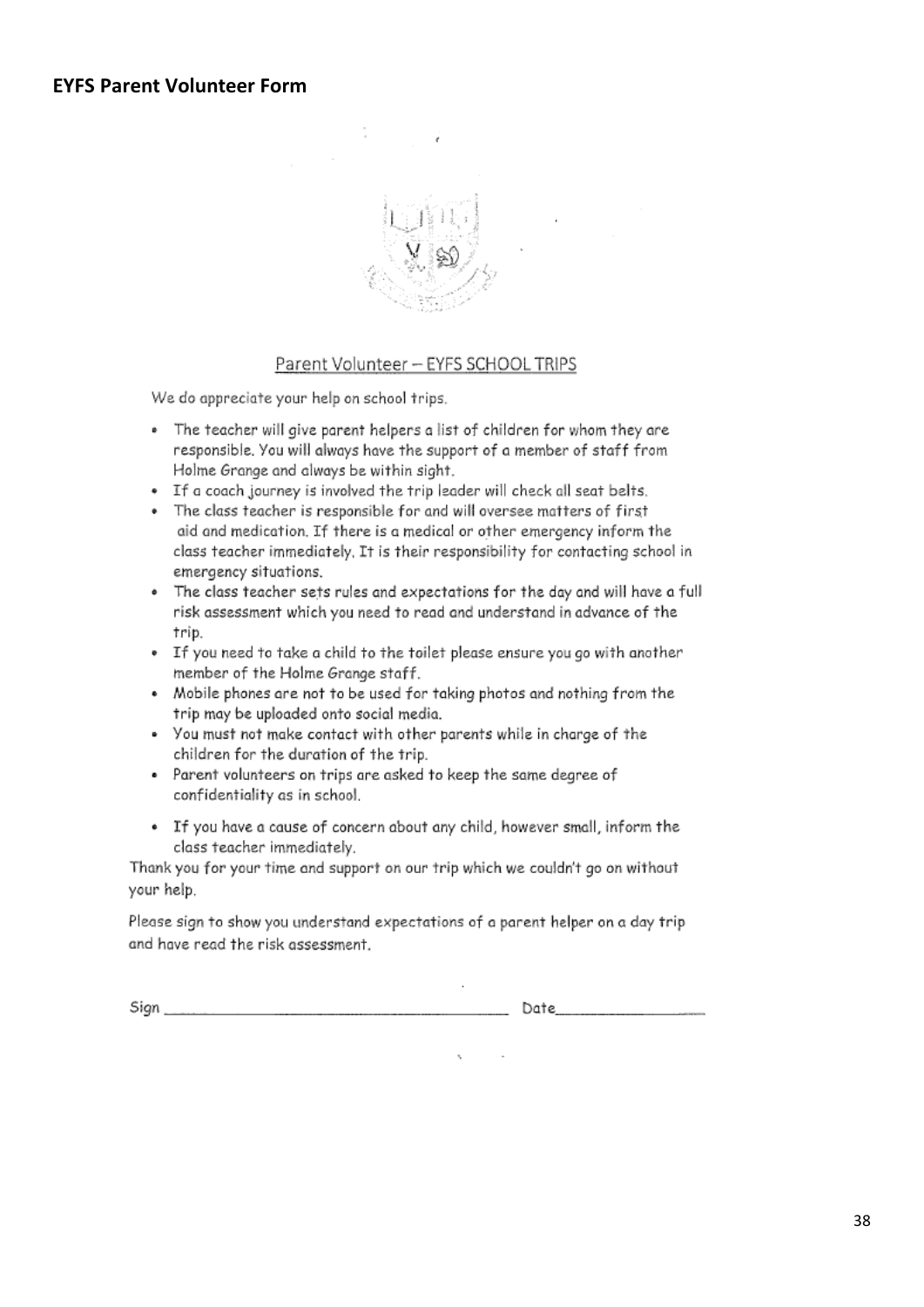# EYFS Parent Volunteer Form

## Parent Volunteer – EYFS SCHOOL TRIPS

We do appreciate your help on school trips.

- The teacher will give parent helpers a list of children for whom they are responsible. You will always have the support of a member of staff from Holme Grange and always be within sight.
- If a coach journey is involved the trip leader will check all seat belts.
- The class teacher is responsible for and will oversee matters of first aid and medication. If there is a medical or other emergency inform the class teacher immediately. It is their responsibility for contacting school in emergency situations.
- The class teacher sets rules and expectations for the day and will have a full risk assessment which you need to read and understand in advance of the trip.
- If you need to take a child to the toilet please ensure you go with another member of the Holme Grange staff.
- Mobile phones are not to be used for taking photos and nothing from the trip may be uploaded onto social media.
- You must not make contact with other parents while in charge of the children for the duration of the trip.
- Parent volunteers on trips are asked to keep the same degree of confidentiality as in school.
- If you have a cause of concern about any child, however small, inform the class teacher immediately.

Thank you for your time and support on our trip which we couldn't go on without your help.

Please sign to show you understand expectations of a parent helper on a day trip and have read the risk assessment.

Sign ______________________________ Date__________________